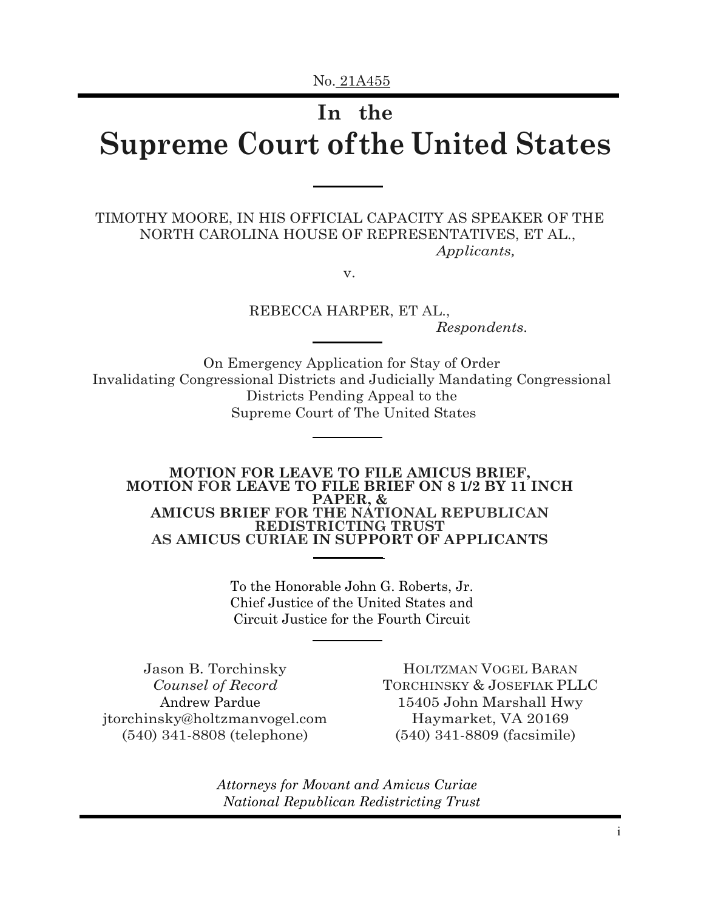No. 21A455

# In the
# Supreme Court of the United States

---

TIMOTHY MOORE, IN HIS OFFICIAL CAPACITY AS SPEAKER OF THE NORTH CAROLINA HOUSE OF REPRESENTATIVES, ET AL.,

*Applicants,*

v.

REBECCA HARPER, ET AL.,

*Respondents.*

---

On Emergency Application for Stay of Order Invalidating Congressional Districts and Judicially Mandating Congressional Districts Pending Appeal to the Supreme Court of The United States

---

**MOTION FOR LEAVE TO FILE AMICUS BRIEF, MOTION FOR LEAVE TO FILE BRIEF ON 8 1/2 BY 11 INCH PAPER, & AMICUS BRIEF FOR THE NATIONAL REPUBLICAN REDISTRICTING TRUST AS AMICUS CURIAE IN SUPPORT OF APPLICANTS**

---

To the Honorable John G. Roberts, Jr.
Chief Justice of the United States and
Circuit Justice for the Fourth Circuit

---

Jason B. Torchinsky
*Counsel of Record*
Andrew Pardue
jtorchinsky@holtzmanvogel.com
(540) 341-8808 (telephone)

HOLTZMAN VOGEL BARAN TORCHINSKY & JOSEFIAK PLLC
15405 John Marshall Hwy
Haymarket, VA 20169
(540) 341-8809 (facsimile)

*Attorneys for Movant and Amicus Curiae National Republican Redistricting Trust*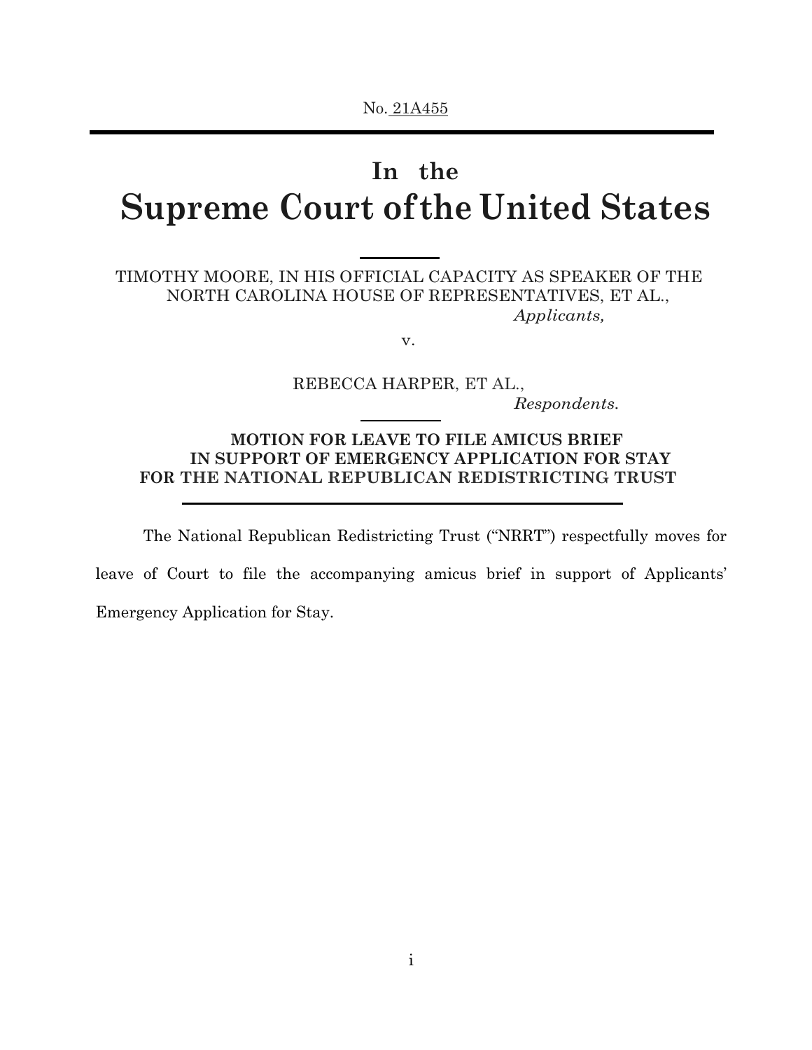No. 21A455

# In the Supreme Court of the United States

TIMOTHY MOORE, IN HIS OFFICIAL CAPACITY AS SPEAKER OF THE NORTH CAROLINA HOUSE OF REPRESENTATIVES, ET AL.,
*Applicants,*

v.

REBECCA HARPER, ET AL.,
*Respondents.*

**MOTION FOR LEAVE TO FILE AMICUS BRIEF IN SUPPORT OF EMERGENCY APPLICATION FOR STAY FOR THE NATIONAL REPUBLICAN REDISTRICTING TRUST**

The National Republican Redistricting Trust ("NRRT") respectfully moves for leave of Court to file the accompanying amicus brief in support of Applicants' Emergency Application for Stay.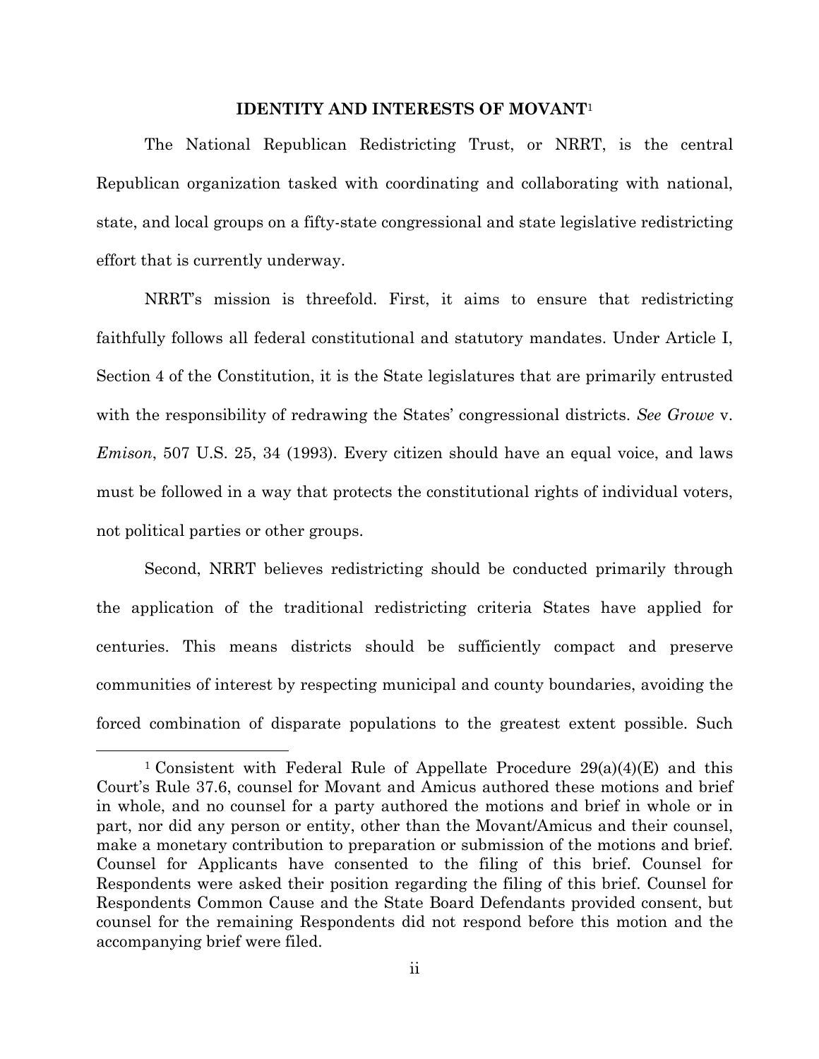## IDENTITY AND INTERESTS OF MOVANT[1]

The National Republican Redistricting Trust, or NRRT, is the central Republican organization tasked with coordinating and collaborating with national, state, and local groups on a fifty-state congressional and state legislative redistricting effort that is currently underway.

NRRT's mission is threefold. First, it aims to ensure that redistricting faithfully follows all federal constitutional and statutory mandates. Under Article I, Section 4 of the Constitution, it is the State legislatures that are primarily entrusted with the responsibility of redrawing the States' congressional districts. *See Growe* v. *Emison*, 507 U.S. 25, 34 (1993). Every citizen should have an equal voice, and laws must be followed in a way that protects the constitutional rights of individual voters, not political parties or other groups.

Second, NRRT believes redistricting should be conducted primarily through the application of the traditional redistricting criteria States have applied for centuries. This means districts should be sufficiently compact and preserve communities of interest by respecting municipal and county boundaries, avoiding the forced combination of disparate populations to the greatest extent possible. Such

[1] Consistent with Federal Rule of Appellate Procedure 29(a)(4)(E) and this Court's Rule 37.6, counsel for Movant and Amicus authored these motions and brief in whole, and no counsel for a party authored the motions and brief in whole or in part, nor did any person or entity, other than the Movant/Amicus and their counsel, make a monetary contribution to preparation or submission of the motions and brief. Counsel for Applicants have consented to the filing of this brief. Counsel for Respondents were asked their position regarding the filing of this brief. Counsel for Respondents Common Cause and the State Board Defendants provided consent, but counsel for the remaining Respondents did not respond before this motion and the accompanying brief were filed.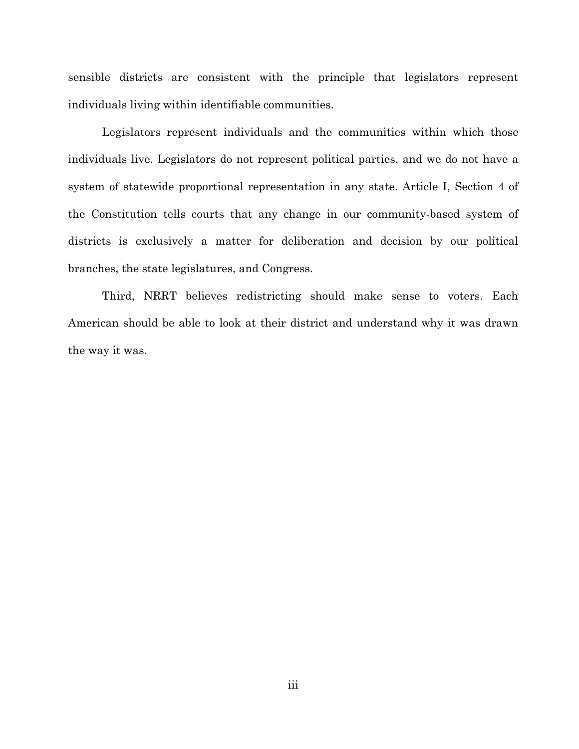sensible districts are consistent with the principle that legislators represent individuals living within identifiable communities.

Legislators represent individuals and the communities within which those individuals live. Legislators do not represent political parties, and we do not have a system of statewide proportional representation in any state. Article I, Section 4 of the Constitution tells courts that any change in our community-based system of districts is exclusively a matter for deliberation and decision by our political branches, the state legislatures, and Congress.

Third, NRRT believes redistricting should make sense to voters. Each American should be able to look at their district and understand why it was drawn the way it was.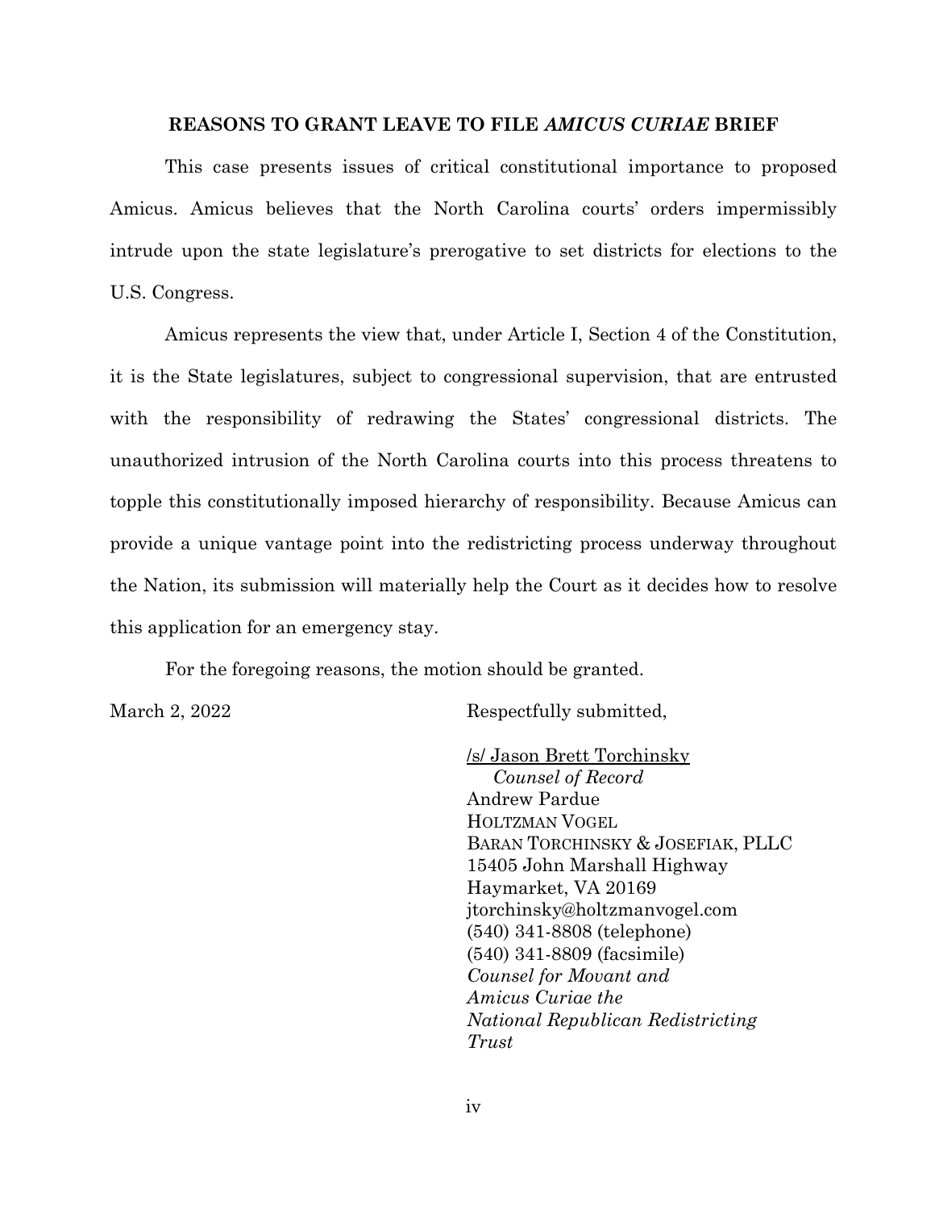## REASONS TO GRANT LEAVE TO FILE *AMICUS CURIAE* BRIEF

This case presents issues of critical constitutional importance to proposed Amicus. Amicus believes that the North Carolina courts' orders impermissibly intrude upon the state legislature's prerogative to set districts for elections to the U.S. Congress.

Amicus represents the view that, under Article I, Section 4 of the Constitution, it is the State legislatures, subject to congressional supervision, that are entrusted with the responsibility of redrawing the States' congressional districts. The unauthorized intrusion of the North Carolina courts into this process threatens to topple this constitutionally imposed hierarchy of responsibility. Because Amicus can provide a unique vantage point into the redistricting process underway throughout the Nation, its submission will materially help the Court as it decides how to resolve this application for an emergency stay.

For the foregoing reasons, the motion should be granted.

March 2, 2022

Respectfully submitted,

/s/ Jason Brett Torchinsky
*Counsel of Record*
Andrew Pardue
HOLTZMAN VOGEL
BARAN TORCHINSKY & JOSEFIAK, PLLC
15405 John Marshall Highway
Haymarket, VA 20169
jtorchinsky@holtzmanvogel.com
(540) 341-8808 (telephone)
(540) 341-8809 (facsimile)
*Counsel for Movant and Amicus Curiae the National Republican Redistricting Trust*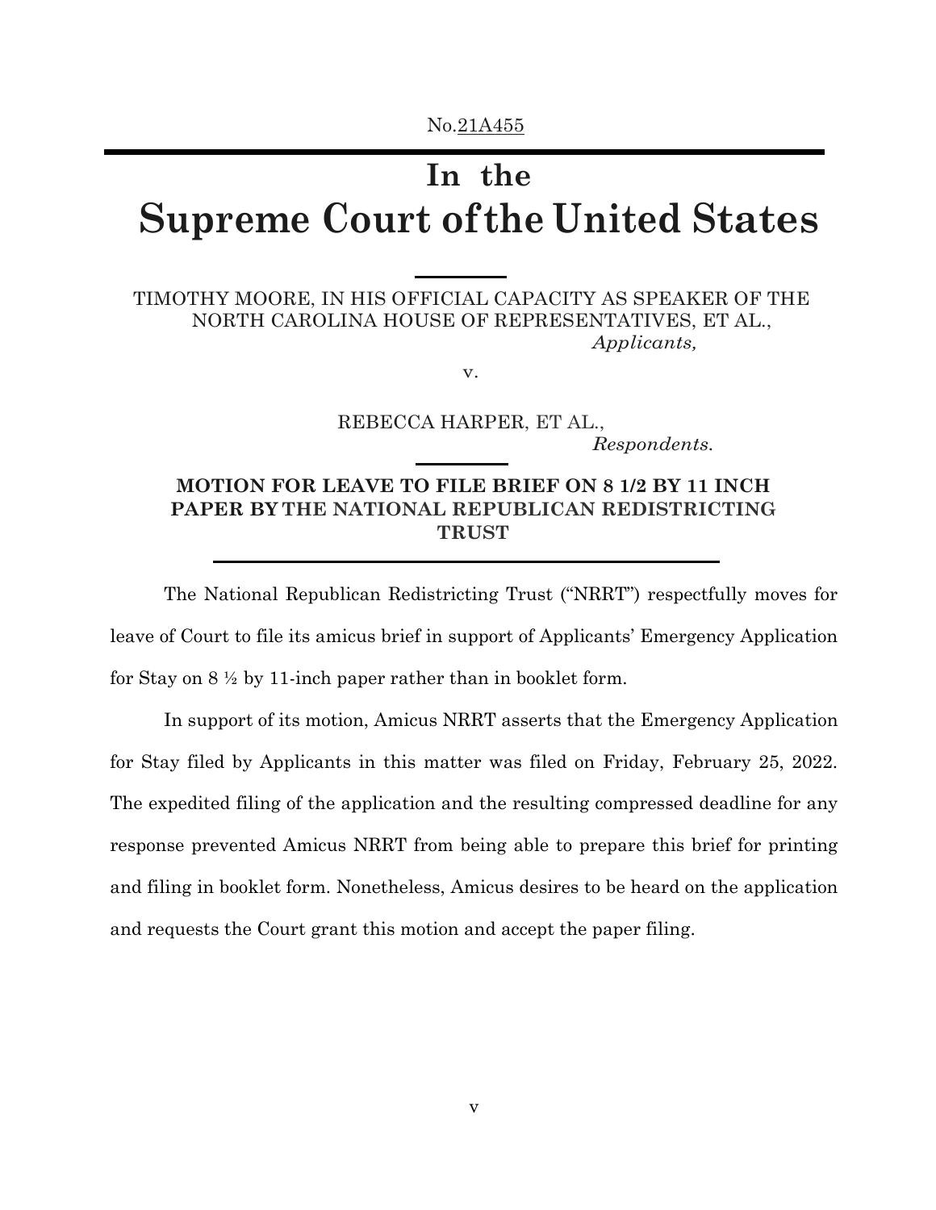No. 21A455

# In the
# Supreme Court of the United States

---

TIMOTHY MOORE, IN HIS OFFICIAL CAPACITY AS SPEAKER OF THE NORTH CAROLINA HOUSE OF REPRESENTATIVES, ET AL.,
*Applicants,*

v.

REBECCA HARPER, ET AL.,
*Respondents.*

---

**MOTION FOR LEAVE TO FILE BRIEF ON 8 1/2 BY 11 INCH PAPER BY THE NATIONAL REPUBLICAN REDISTRICTING TRUST**

---

The National Republican Redistricting Trust ("NRRT") respectfully moves for leave of Court to file its amicus brief in support of Applicants' Emergency Application for Stay on 8 ½ by 11-inch paper rather than in booklet form.

In support of its motion, Amicus NRRT asserts that the Emergency Application for Stay filed by Applicants in this matter was filed on Friday, February 25, 2022. The expedited filing of the application and the resulting compressed deadline for any response prevented Amicus NRRT from being able to prepare this brief for printing and filing in booklet form. Nonetheless, Amicus desires to be heard on the application and requests the Court grant this motion and accept the paper filing.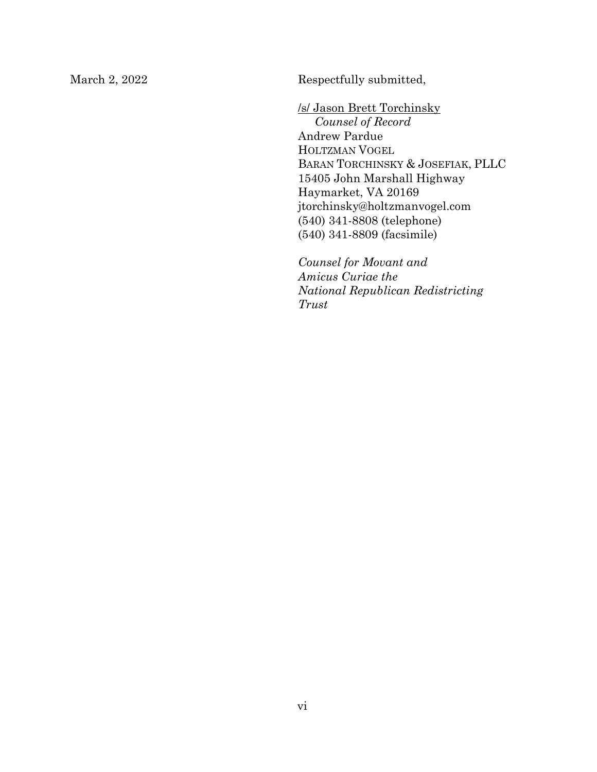March 2, 2022

Respectfully submitted,

/s/ Jason Brett Torchinsky
*Counsel of Record*
Andrew Pardue
HOLTZMAN VOGEL
BARAN TORCHINSKY & JOSEFIAK, PLLC
15405 John Marshall Highway
Haymarket, VA 20169
jtorchinsky@holtzmanvogel.com
(540) 341-8808 (telephone)
(540) 341-8809 (facsimile)

*Counsel for Movant and Amicus Curiae the National Republican Redistricting Trust*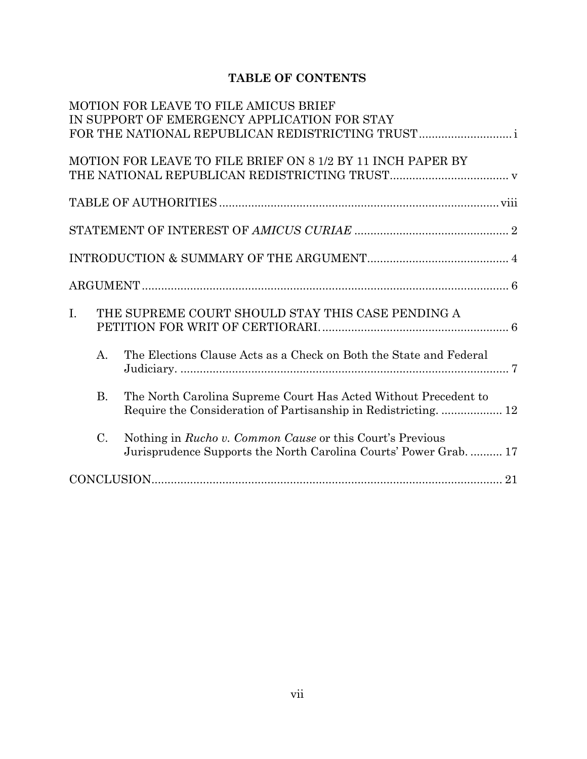# TABLE OF CONTENTS

MOTION FOR LEAVE TO FILE AMICUS BRIEF IN SUPPORT OF EMERGENCY APPLICATION FOR STAY FOR THE NATIONAL REPUBLICAN REDISTRICTING TRUST ............................ i

MOTION FOR LEAVE TO FILE BRIEF ON 8 1/2 BY 11 INCH PAPER BY THE NATIONAL REPUBLICAN REDISTRICTING TRUST.................................... v

TABLE OF AUTHORITIES ........................................................................................ viii

STATEMENT OF INTEREST OF *AMICUS CURIAE* ................................................ 2

INTRODUCTION & SUMMARY OF THE ARGUMENT............................................ 4

ARGUMENT ................................................................................................................ 6

I. THE SUPREME COURT SHOULD STAY THIS CASE PENDING A PETITION FOR WRIT OF CERTIORARI. .......................................................... 6

   A. The Elections Clause Acts as a Check on Both the State and Federal Judiciary. ....................................................................................... 7

   B. The North Carolina Supreme Court Has Acted Without Precedent to Require the Consideration of Partisanship in Redistricting. ................... 12

   C. Nothing in *Rucho v. Common Cause* or this Court's Previous Jurisprudence Supports the North Carolina Courts' Power Grab. .......... 17

CONCLUSION............................................................................................................ 21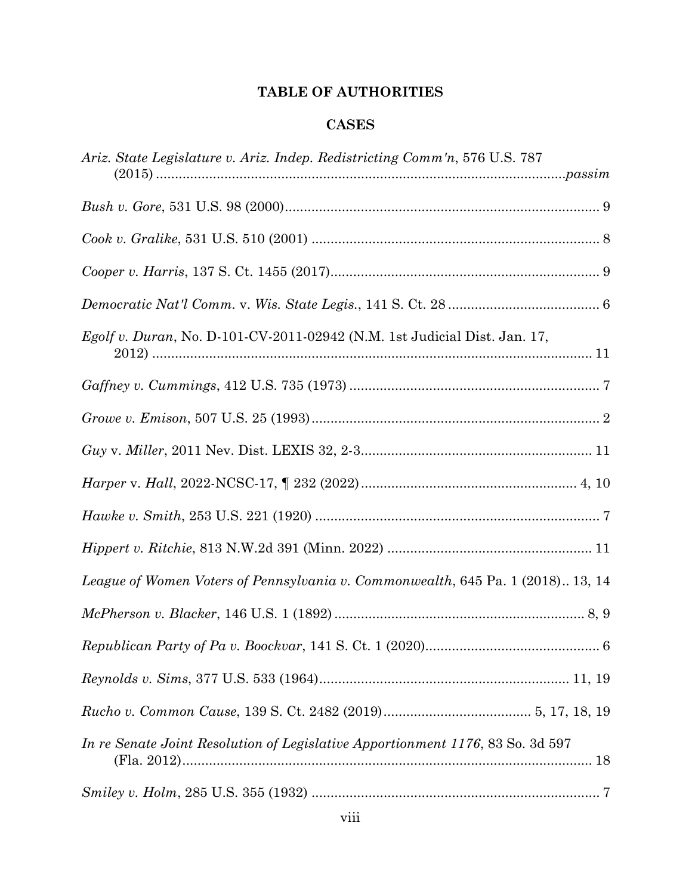# TABLE OF AUTHORITIES

## CASES

*Ariz. State Legislature v. Ariz. Indep. Redistricting Comm'n*, 576 U.S. 787 (2015) ........................................................................................................*passim*

*Bush v. Gore*, 531 U.S. 98 (2000)................................................................................... 9

*Cook v. Gralike*, 531 U.S. 510 (2001) ............................................................................ 8

*Cooper v. Harris*, 137 S. Ct. 1455 (2017)....................................................................... 9

*Democratic Nat'l Comm.* v. *Wis. State Legis.*, 141 S. Ct. 28 ........................................ 6

*Egolf v. Duran*, No. D-101-CV-2011-02942 (N.M. 1st Judicial Dist. Jan. 17, 2012) ................................................................................................................... 11

*Gaffney v. Cummings*, 412 U.S. 735 (1973) .................................................................. 7

*Growe v. Emison*, 507 U.S. 25 (1993)........................................................................... 2

*Guy* v. *Miller*, 2011 Nev. Dist. LEXIS 32, 2-3............................................................ 11

*Harper* v. *Hall*, 2022-NCSC-17, ¶ 232 (2022)......................................................... 4, 10

*Hawke v. Smith*, 253 U.S. 221 (1920) ........................................................................... 7

*Hippert v. Ritchie*, 813 N.W.2d 391 (Minn. 2022) ...................................................... 11

*League of Women Voters of Pennsylvania v. Commonwealth*, 645 Pa. 1 (2018).. 13, 14

*McPherson v. Blacker*, 146 U.S. 1 (1892) .................................................................. 8, 9

*Republican Party of Pa v. Boockvar*, 141 S. Ct. 1 (2020).............................................. 6

*Reynolds v. Sims*, 377 U.S. 533 (1964)................................................................. 11, 19

*Rucho v. Common Cause*, 139 S. Ct. 2482 (2019)....................................... 5, 17, 18, 19

*In re Senate Joint Resolution of Legislative Apportionment 1176*, 83 So. 3d 597 (Fla. 2012).......................................................................................................... 18

*Smiley v. Holm*, 285 U.S. 355 (1932) ........................................................................... 7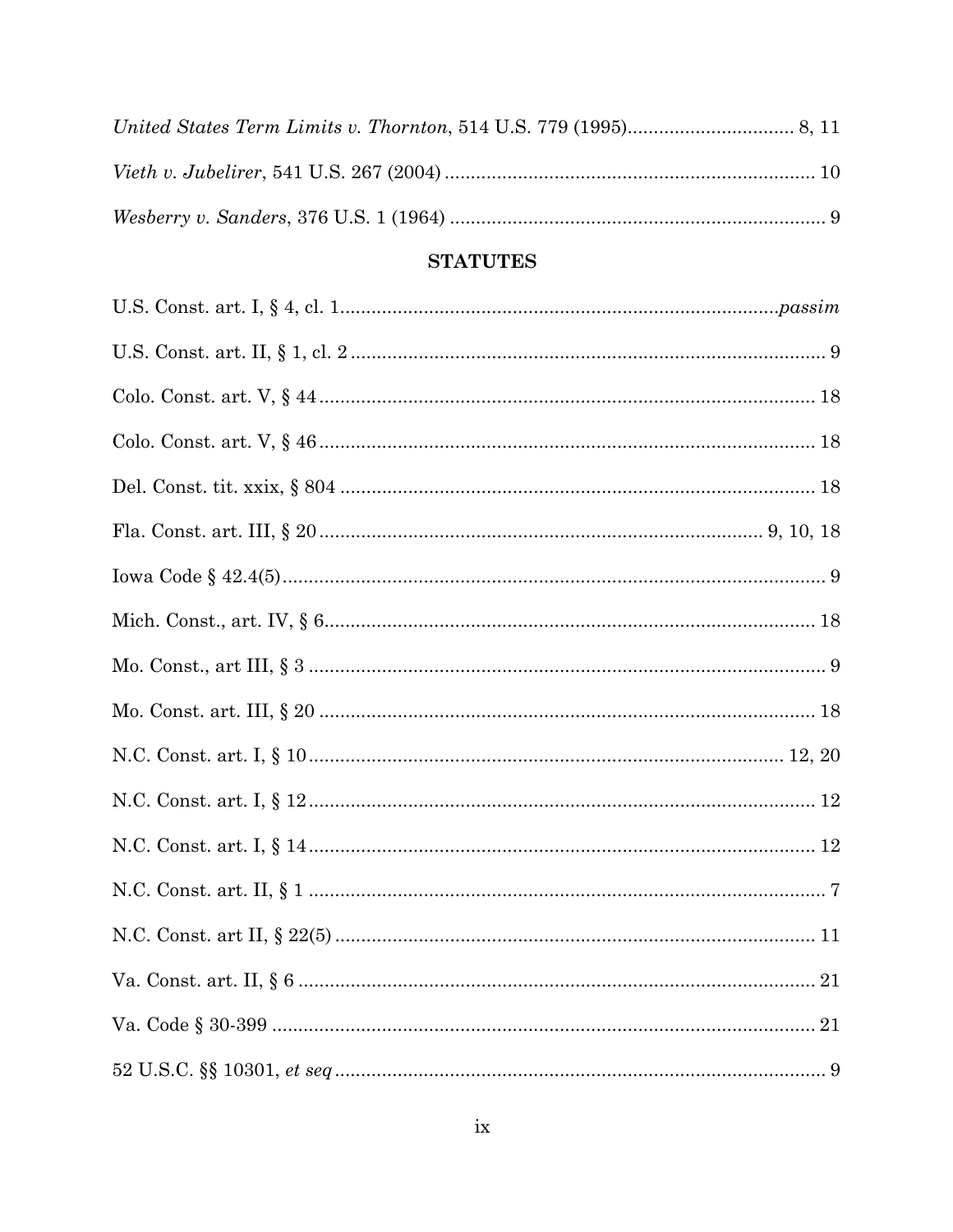*United States Term Limits v. Thornton*, 514 U.S. 779 (1995)................................ 8, 11

*Vieth v. Jubelirer*, 541 U.S. 267 (2004) ...................................................................... 10

*Wesberry v. Sanders*, 376 U.S. 1 (1964) ....................................................................... 9

## STATUTES

U.S. Const. art. I, § 4, cl. 1.................................................................................*passim*

U.S. Const. art. II, § 1, cl. 2 .......................................................................................... 9

Colo. Const. art. V, § 44 .............................................................................................. 18

Colo. Const. art. V, § 46 .............................................................................................. 18

Del. Const. tit. xxix, § 804 .......................................................................................... 18

Fla. Const. art. III, § 20 ................................................................................... 9, 10, 18

Iowa Code § 42.4(5)....................................................................................................... 9

Mich. Const., art. IV, § 6............................................................................................. 18

Mo. Const., art III, § 3 .................................................................................................. 9

Mo. Const. art. III, § 20 .............................................................................................. 18

N.C. Const. art. I, § 10........................................................................................... 12, 20

N.C. Const. art. I, § 12................................................................................................ 12

N.C. Const. art. I, § 14................................................................................................ 12

N.C. Const. art. II, § 1 .................................................................................................. 7

N.C. Const. art II, § 22(5) ........................................................................................... 11

Va. Const. art. II, § 6 .................................................................................................. 21

Va. Code § 30-399 ....................................................................................................... 21

52 U.S.C. §§ 10301, *et seq* ............................................................................................ 9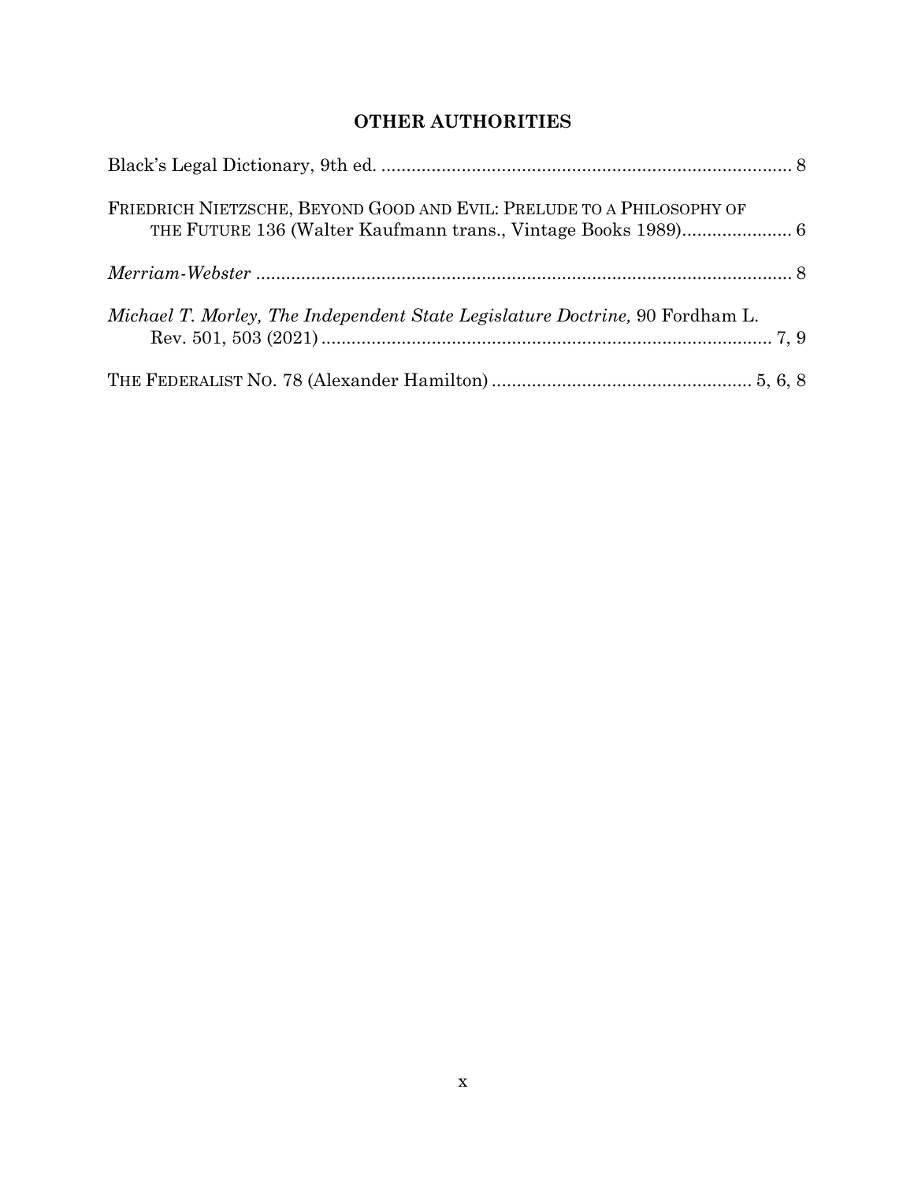## OTHER AUTHORITIES

Black's Legal Dictionary, 9th ed. .................................................................................. 8

FRIEDRICH NIETZSCHE, BEYOND GOOD AND EVIL: PRELUDE TO A PHILOSOPHY OF THE FUTURE 136 (Walter Kaufmann trans., Vintage Books 1989)...................... 6

*Merriam-Webster* ........................................................................................................ 8

*Michael T. Morley, The Independent State Legislature Doctrine,* 90 Fordham L. Rev. 501, 503 (2021) ........................................................................................ 7, 9

THE FEDERALIST NO. 78 (Alexander Hamilton) .................................................... 5, 6, 8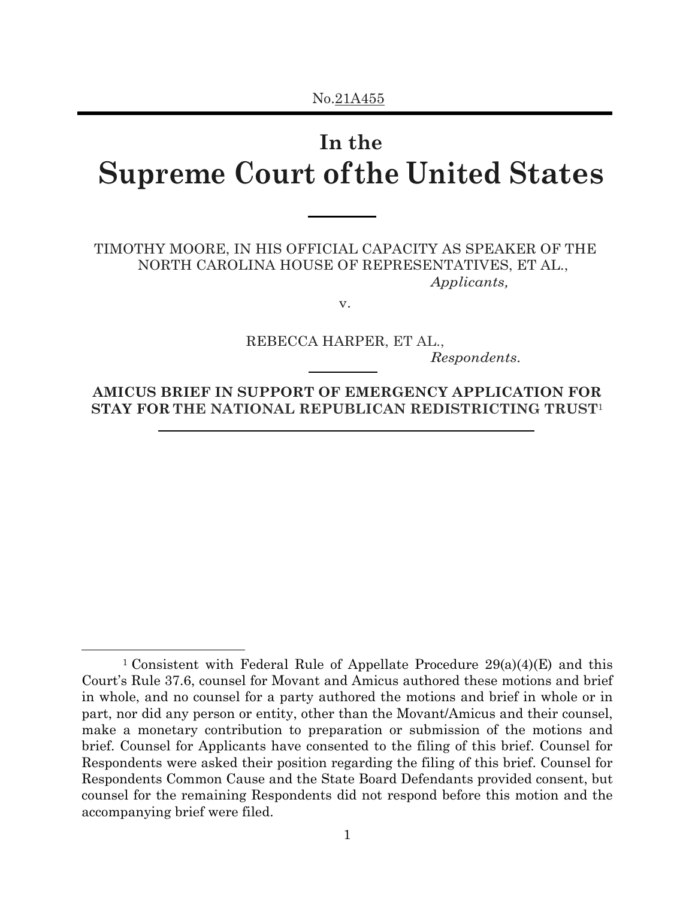No.21A455

---

# In the
# Supreme Court of the United States

---

TIMOTHY MOORE, IN HIS OFFICIAL CAPACITY AS SPEAKER OF THE NORTH CAROLINA HOUSE OF REPRESENTATIVES, ET AL.,
*Applicants,*

v.

REBECCA HARPER, ET AL.,
*Respondents.*

---

**AMICUS BRIEF IN SUPPORT OF EMERGENCY APPLICATION FOR STAY FOR THE NATIONAL REPUBLICAN REDISTRICTING TRUST**[1]

---

[1] Consistent with Federal Rule of Appellate Procedure 29(a)(4)(E) and this Court's Rule 37.6, counsel for Movant and Amicus authored these motions and brief in whole, and no counsel for a party authored the motions and brief in whole or in part, nor did any person or entity, other than the Movant/Amicus and their counsel, make a monetary contribution to preparation or submission of the motions and brief. Counsel for Applicants have consented to the filing of this brief. Counsel for Respondents were asked their position regarding the filing of this brief. Counsel for Respondents Common Cause and the State Board Defendants provided consent, but counsel for the remaining Respondents did not respond before this motion and the accompanying brief were filed.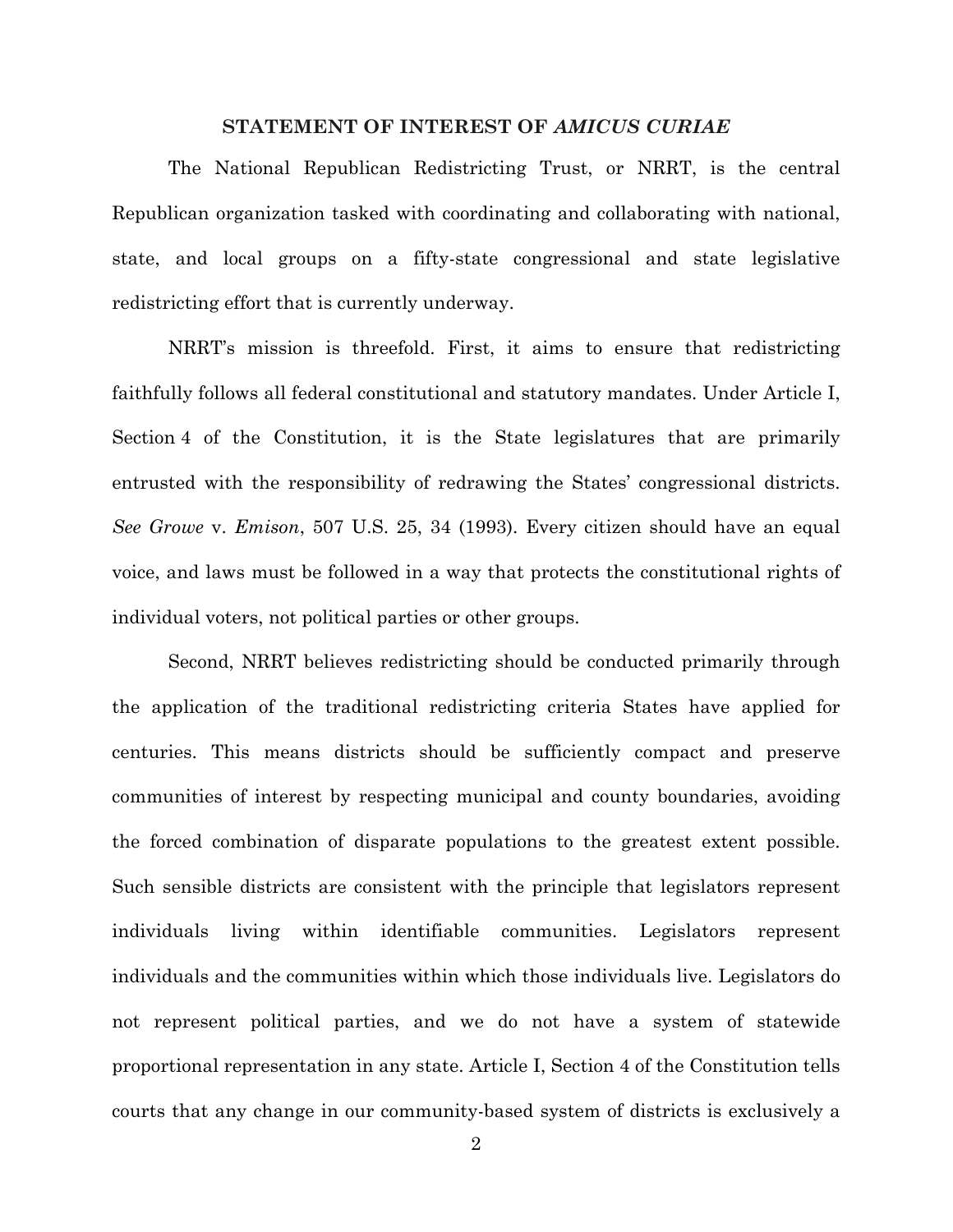## STATEMENT OF INTEREST OF *AMICUS CURIAE*

The National Republican Redistricting Trust, or NRRT, is the central Republican organization tasked with coordinating and collaborating with national, state, and local groups on a fifty-state congressional and state legislative redistricting effort that is currently underway.

NRRT's mission is threefold. First, it aims to ensure that redistricting faithfully follows all federal constitutional and statutory mandates. Under Article I, Section 4 of the Constitution, it is the State legislatures that are primarily entrusted with the responsibility of redrawing the States' congressional districts. *See Growe* v. *Emison*, 507 U.S. 25, 34 (1993). Every citizen should have an equal voice, and laws must be followed in a way that protects the constitutional rights of individual voters, not political parties or other groups.

Second, NRRT believes redistricting should be conducted primarily through the application of the traditional redistricting criteria States have applied for centuries. This means districts should be sufficiently compact and preserve communities of interest by respecting municipal and county boundaries, avoiding the forced combination of disparate populations to the greatest extent possible. Such sensible districts are consistent with the principle that legislators represent individuals living within identifiable communities. Legislators represent individuals and the communities within which those individuals live. Legislators do not represent political parties, and we do not have a system of statewide proportional representation in any state. Article I, Section 4 of the Constitution tells courts that any change in our community-based system of districts is exclusively a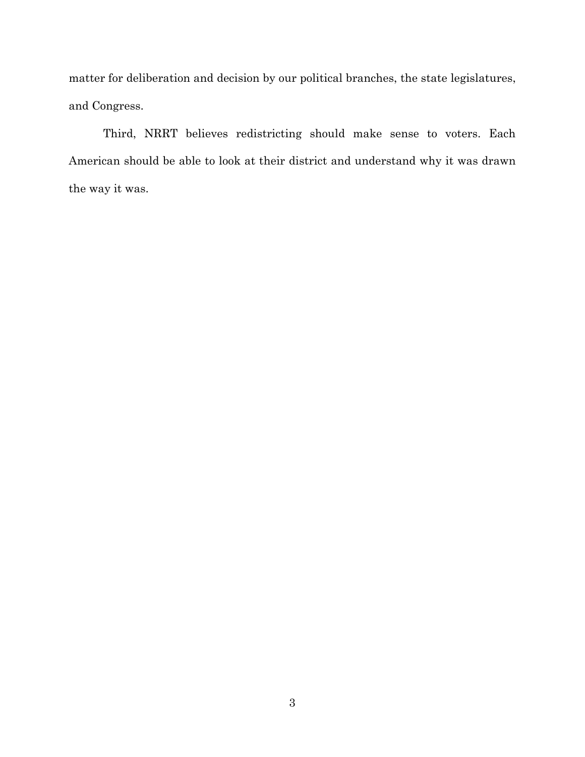matter for deliberation and decision by our political branches, the state legislatures, and Congress.

Third, NRRT believes redistricting should make sense to voters. Each American should be able to look at their district and understand why it was drawn the way it was.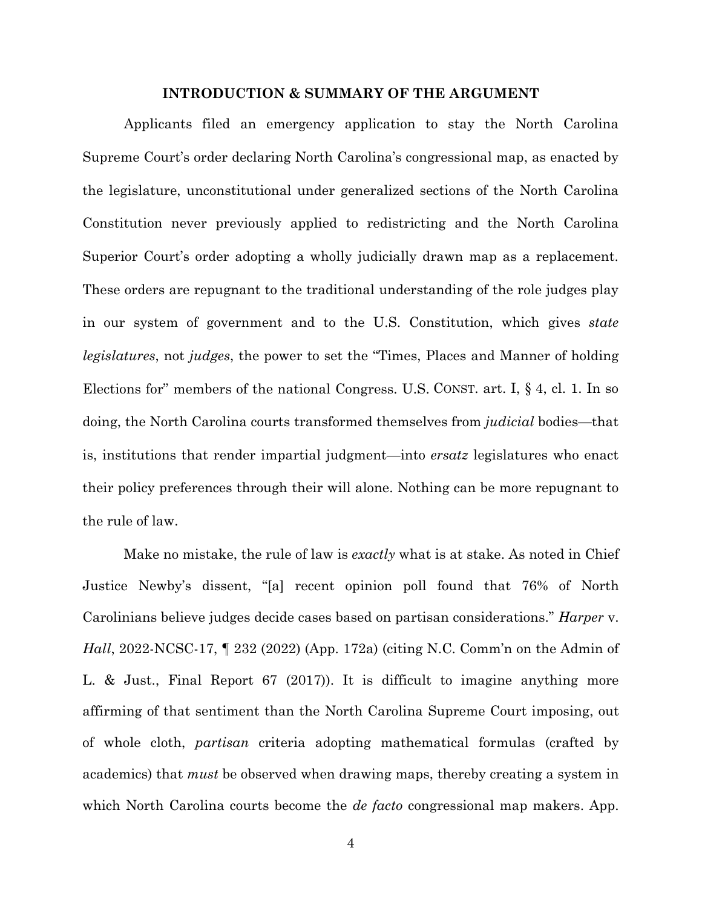## INTRODUCTION & SUMMARY OF THE ARGUMENT

Applicants filed an emergency application to stay the North Carolina Supreme Court's order declaring North Carolina's congressional map, as enacted by the legislature, unconstitutional under generalized sections of the North Carolina Constitution never previously applied to redistricting and the North Carolina Superior Court's order adopting a wholly judicially drawn map as a replacement. These orders are repugnant to the traditional understanding of the role judges play in our system of government and to the U.S. Constitution, which gives *state legislatures*, not *judges*, the power to set the "Times, Places and Manner of holding Elections for" members of the national Congress. U.S. CONST. art. I, § 4, cl. 1. In so doing, the North Carolina courts transformed themselves from *judicial* bodies—that is, institutions that render impartial judgment—into *ersatz* legislatures who enact their policy preferences through their will alone. Nothing can be more repugnant to the rule of law.

Make no mistake, the rule of law is *exactly* what is at stake. As noted in Chief Justice Newby's dissent, "[a] recent opinion poll found that 76% of North Carolinians believe judges decide cases based on partisan considerations." *Harper* v. *Hall*, 2022-NCSC-17, ¶ 232 (2022) (App. 172a) (citing N.C. Comm'n on the Admin of L. & Just., Final Report 67 (2017)). It is difficult to imagine anything more affirming of that sentiment than the North Carolina Supreme Court imposing, out of whole cloth, *partisan* criteria adopting mathematical formulas (crafted by academics) that *must* be observed when drawing maps, thereby creating a system in which North Carolina courts become the *de facto* congressional map makers. App.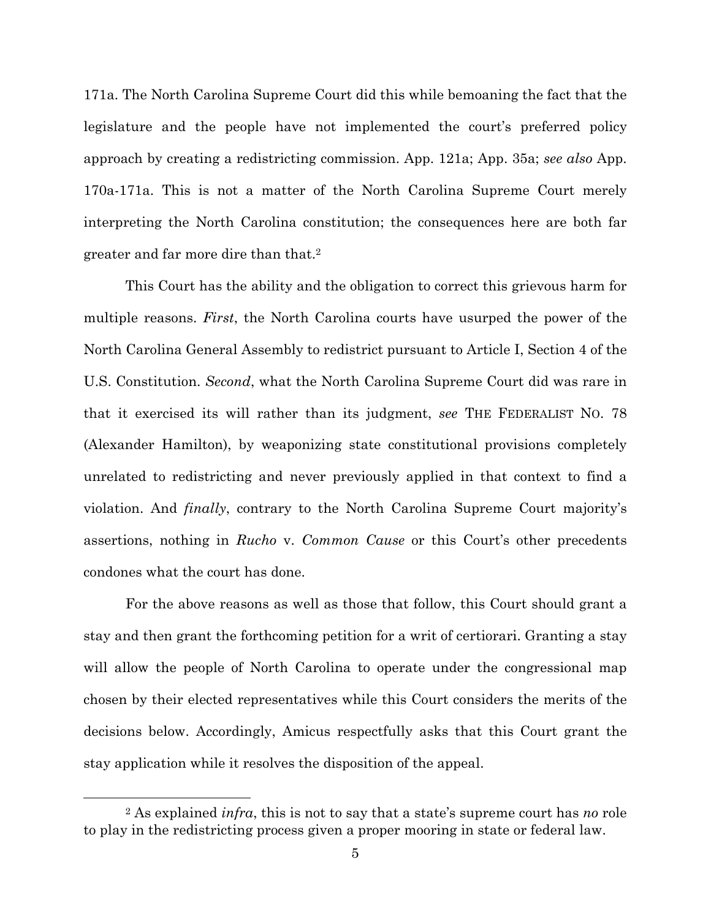171a. The North Carolina Supreme Court did this while bemoaning the fact that the legislature and the people have not implemented the court's preferred policy approach by creating a redistricting commission. App. 121a; App. 35a; *see also* App. 170a-171a. This is not a matter of the North Carolina Supreme Court merely interpreting the North Carolina constitution; the consequences here are both far greater and far more dire than that.[2]

This Court has the ability and the obligation to correct this grievous harm for multiple reasons. *First*, the North Carolina courts have usurped the power of the North Carolina General Assembly to redistrict pursuant to Article I, Section 4 of the U.S. Constitution. *Second*, what the North Carolina Supreme Court did was rare in that it exercised its will rather than its judgment, *see* THE FEDERALIST NO. 78 (Alexander Hamilton), by weaponizing state constitutional provisions completely unrelated to redistricting and never previously applied in that context to find a violation. And *finally*, contrary to the North Carolina Supreme Court majority's assertions, nothing in *Rucho* v. *Common Cause* or this Court's other precedents condones what the court has done.

For the above reasons as well as those that follow, this Court should grant a stay and then grant the forthcoming petition for a writ of certiorari. Granting a stay will allow the people of North Carolina to operate under the congressional map chosen by their elected representatives while this Court considers the merits of the decisions below. Accordingly, Amicus respectfully asks that this Court grant the stay application while it resolves the disposition of the appeal.

---

[2] As explained *infra*, this is not to say that a state's supreme court has *no* role to play in the redistricting process given a proper mooring in state or federal law.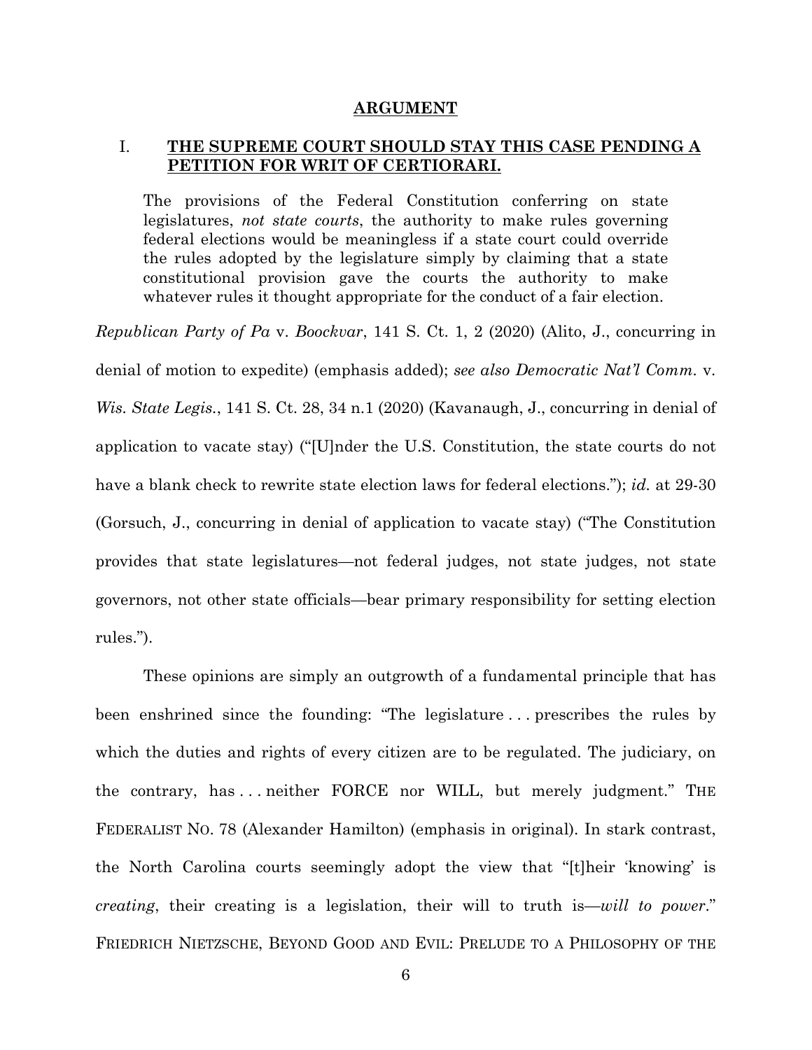## ARGUMENT

### I. THE SUPREME COURT SHOULD STAY THIS CASE PENDING A PETITION FOR WRIT OF CERTIORARI.

> The provisions of the Federal Constitution conferring on state legislatures, *not state courts*, the authority to make rules governing federal elections would be meaningless if a state court could override the rules adopted by the legislature simply by claiming that a state constitutional provision gave the courts the authority to make whatever rules it thought appropriate for the conduct of a fair election.

*Republican Party of Pa* v. *Boockvar*, 141 S. Ct. 1, 2 (2020) (Alito, J., concurring in denial of motion to expedite) (emphasis added); *see also Democratic Nat'l Comm.* v. *Wis. State Legis.*, 141 S. Ct. 28, 34 n.1 (2020) (Kavanaugh, J., concurring in denial of application to vacate stay) ("[U]nder the U.S. Constitution, the state courts do not have a blank check to rewrite state election laws for federal elections."); *id.* at 29-30 (Gorsuch, J., concurring in denial of application to vacate stay) ("The Constitution provides that state legislatures—not federal judges, not state judges, not state governors, not other state officials—bear primary responsibility for setting election rules.").

These opinions are simply an outgrowth of a fundamental principle that has been enshrined since the founding: "The legislature . . . prescribes the rules by which the duties and rights of every citizen are to be regulated. The judiciary, on the contrary, has . . . neither FORCE nor WILL, but merely judgment." THE FEDERALIST NO. 78 (Alexander Hamilton) (emphasis in original). In stark contrast, the North Carolina courts seemingly adopt the view that "[t]heir 'knowing' is *creating*, their creating is a legislation, their will to truth is—*will to power*." FRIEDRICH NIETZSCHE, BEYOND GOOD AND EVIL: PRELUDE TO A PHILOSOPHY OF THE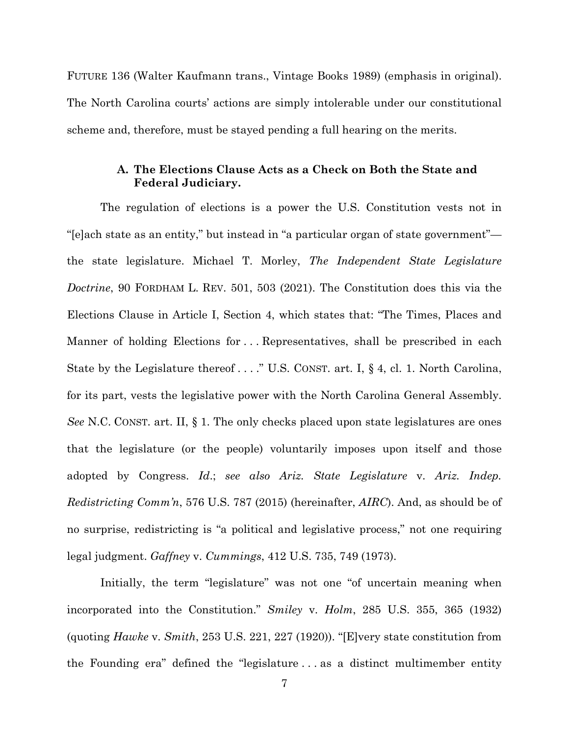FUTURE 136 (Walter Kaufmann trans., Vintage Books 1989) (emphasis in original). The North Carolina courts' actions are simply intolerable under our constitutional scheme and, therefore, must be stayed pending a full hearing on the merits.

### A. The Elections Clause Acts as a Check on Both the State and Federal Judiciary.

The regulation of elections is a power the U.S. Constitution vests not in "[e]ach state as an entity," but instead in "a particular organ of state government"—the state legislature. Michael T. Morley, *The Independent State Legislature Doctrine*, 90 FORDHAM L. REV. 501, 503 (2021). The Constitution does this via the Elections Clause in Article I, Section 4, which states that: "The Times, Places and Manner of holding Elections for . . . Representatives, shall be prescribed in each State by the Legislature thereof . . . ." U.S. CONST. art. I, § 4, cl. 1. North Carolina, for its part, vests the legislative power with the North Carolina General Assembly. *See* N.C. CONST. art. II, § 1. The only checks placed upon state legislatures are ones that the legislature (or the people) voluntarily imposes upon itself and those adopted by Congress. *Id*.; *see also Ariz. State Legislature* v. *Ariz. Indep. Redistricting Comm'n*, 576 U.S. 787 (2015) (hereinafter, *AIRC*). And, as should be of no surprise, redistricting is "a political and legislative process," not one requiring legal judgment. *Gaffney* v. *Cummings*, 412 U.S. 735, 749 (1973).

Initially, the term "legislature" was not one "of uncertain meaning when incorporated into the Constitution." *Smiley* v. *Holm*, 285 U.S. 355, 365 (1932) (quoting *Hawke* v. *Smith*, 253 U.S. 221, 227 (1920)). "[E]very state constitution from the Founding era" defined the "legislature . . . as a distinct multimember entity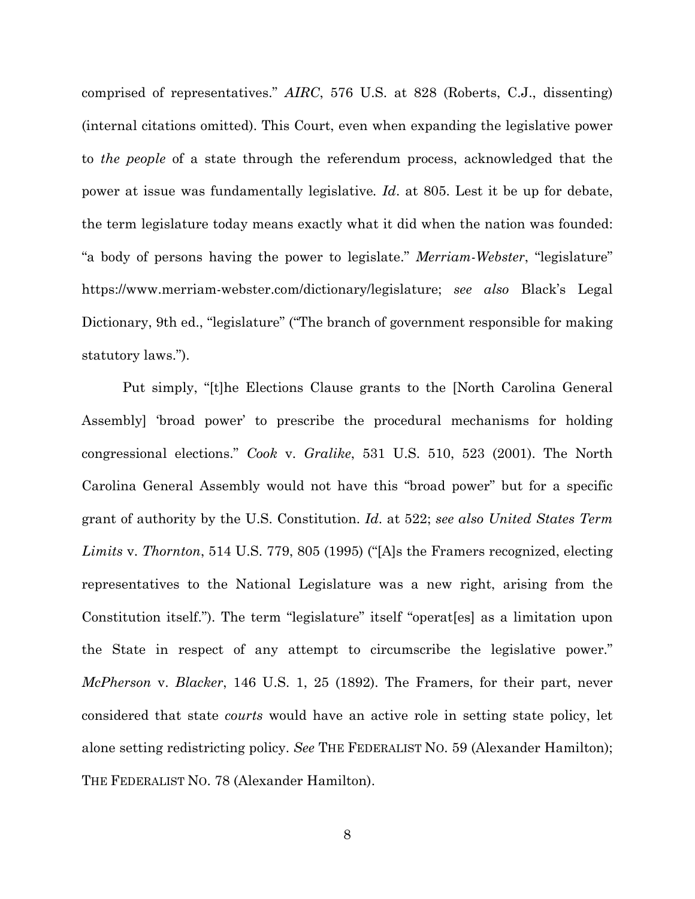comprised of representatives." *AIRC*, 576 U.S. at 828 (Roberts, C.J., dissenting) (internal citations omitted). This Court, even when expanding the legislative power to *the people* of a state through the referendum process, acknowledged that the power at issue was fundamentally legislative. *Id*. at 805. Lest it be up for debate, the term legislature today means exactly what it did when the nation was founded: "a body of persons having the power to legislate." *Merriam-Webster*, "legislature" https://www.merriam-webster.com/dictionary/legislature; *see also* Black's Legal Dictionary, 9th ed., "legislature" ("The branch of government responsible for making statutory laws.").

Put simply, "[t]he Elections Clause grants to the [North Carolina General Assembly] 'broad power' to prescribe the procedural mechanisms for holding congressional elections." *Cook* v. *Gralike*, 531 U.S. 510, 523 (2001). The North Carolina General Assembly would not have this "broad power" but for a specific grant of authority by the U.S. Constitution. *Id*. at 522; *see also United States Term Limits* v. *Thornton*, 514 U.S. 779, 805 (1995) ("[A]s the Framers recognized, electing representatives to the National Legislature was a new right, arising from the Constitution itself."). The term "legislature" itself "operat[es] as a limitation upon the State in respect of any attempt to circumscribe the legislative power." *McPherson* v. *Blacker*, 146 U.S. 1, 25 (1892). The Framers, for their part, never considered that state *courts* would have an active role in setting state policy, let alone setting redistricting policy. *See* THE FEDERALIST NO. 59 (Alexander Hamilton); THE FEDERALIST NO. 78 (Alexander Hamilton).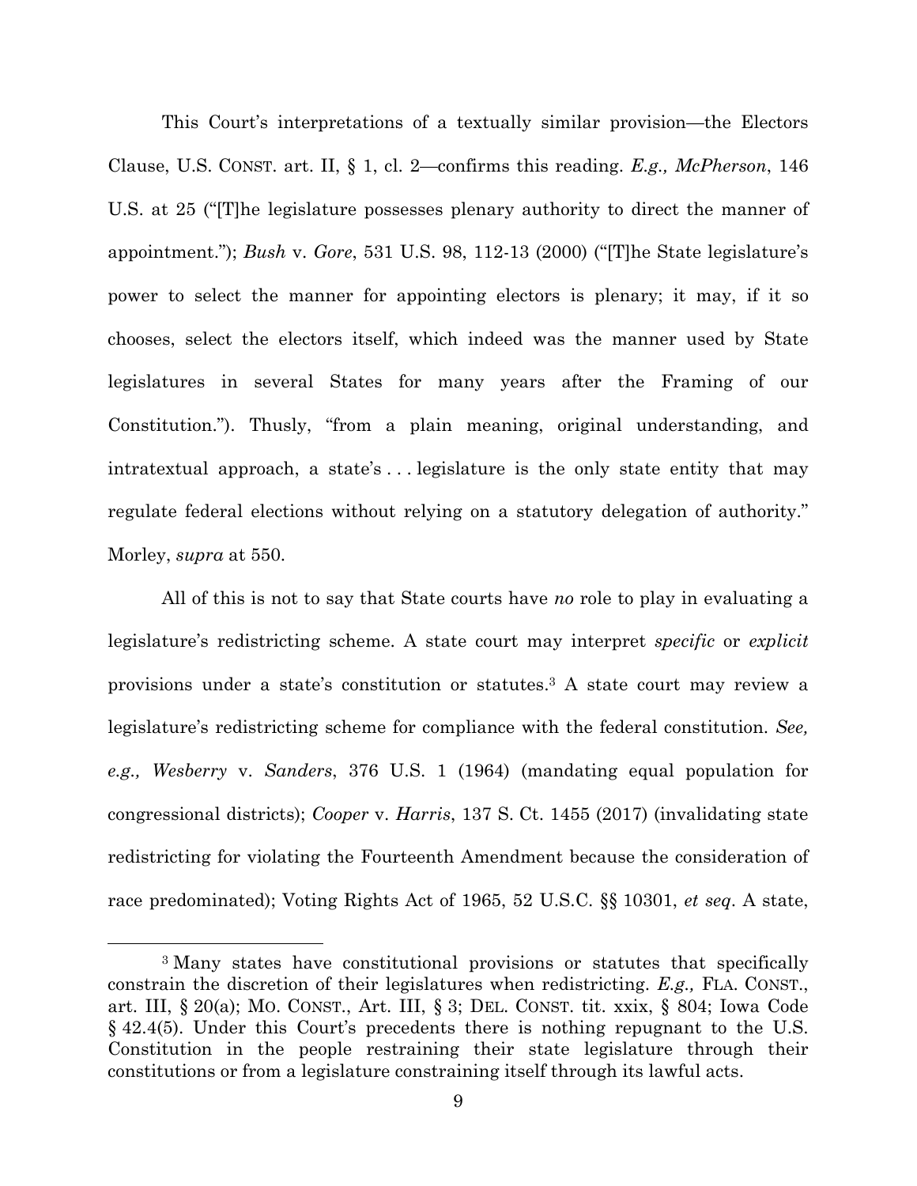This Court's interpretations of a textually similar provision—the Electors Clause, U.S. CONST. art. II, § 1, cl. 2—confirms this reading. *E.g., McPherson*, 146 U.S. at 25 ("[T]he legislature possesses plenary authority to direct the manner of appointment."); *Bush* v. *Gore*, 531 U.S. 98, 112-13 (2000) ("[T]he State legislature's power to select the manner for appointing electors is plenary; it may, if it so chooses, select the electors itself, which indeed was the manner used by State legislatures in several States for many years after the Framing of our Constitution."). Thusly, "from a plain meaning, original understanding, and intratextual approach, a state's . . . legislature is the only state entity that may regulate federal elections without relying on a statutory delegation of authority." Morley, *supra* at 550.

All of this is not to say that State courts have *no* role to play in evaluating a legislature's redistricting scheme. A state court may interpret *specific* or *explicit* provisions under a state's constitution or statutes.[3] A state court may review a legislature's redistricting scheme for compliance with the federal constitution. *See, e.g., Wesberry* v. *Sanders*, 376 U.S. 1 (1964) (mandating equal population for congressional districts); *Cooper* v. *Harris*, 137 S. Ct. 1455 (2017) (invalidating state redistricting for violating the Fourteenth Amendment because the consideration of race predominated); Voting Rights Act of 1965, 52 U.S.C. §§ 10301, *et seq*. A state,

[3] Many states have constitutional provisions or statutes that specifically constrain the discretion of their legislatures when redistricting. *E.g.,* FLA. CONST., art. III, § 20(a); MO. CONST., Art. III, § 3; DEL. CONST. tit. xxix, § 804; Iowa Code § 42.4(5). Under this Court's precedents there is nothing repugnant to the U.S. Constitution in the people restraining their state legislature through their constitutions or from a legislature constraining itself through its lawful acts.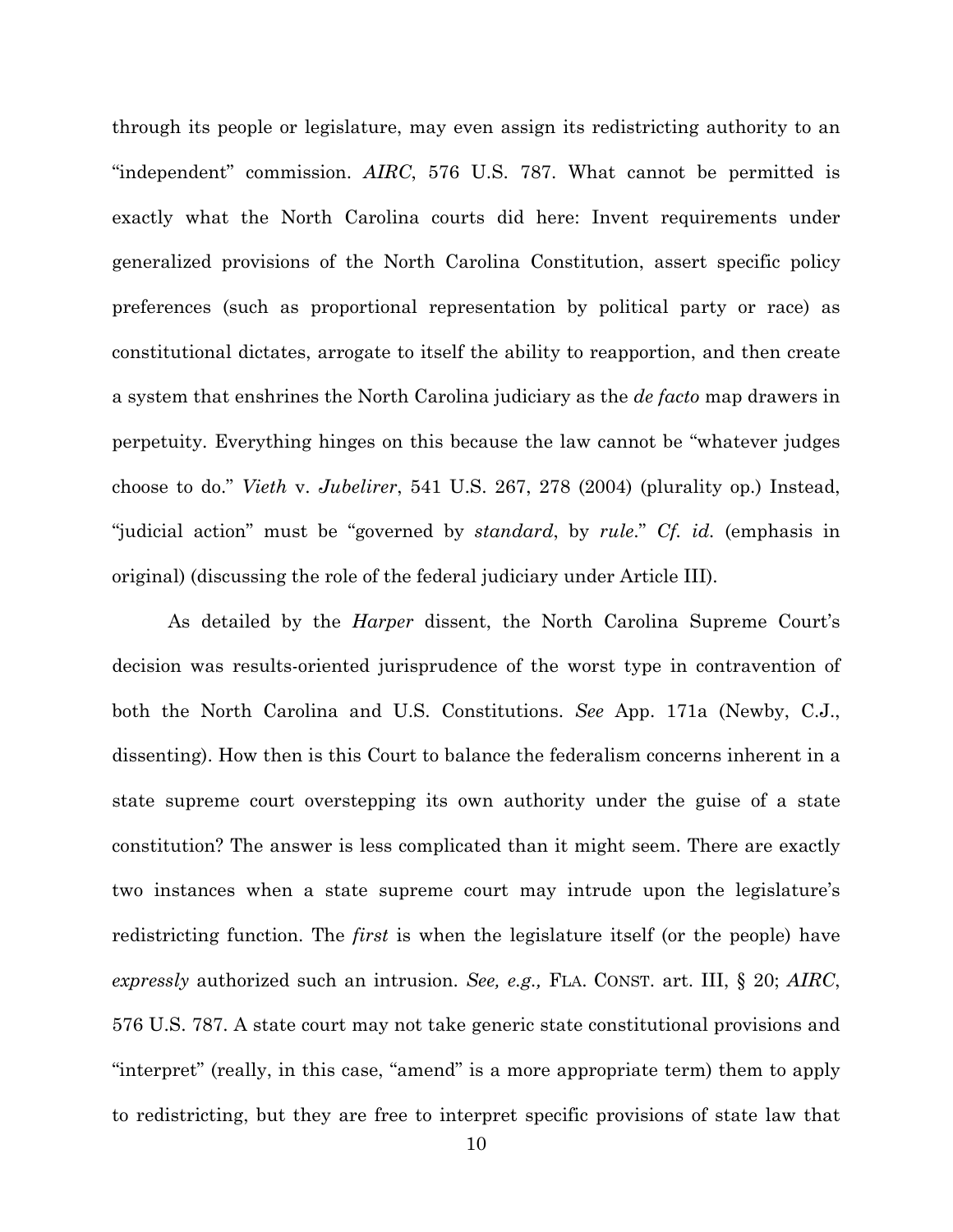through its people or legislature, may even assign its redistricting authority to an "independent" commission. *AIRC*, 576 U.S. 787. What cannot be permitted is exactly what the North Carolina courts did here: Invent requirements under generalized provisions of the North Carolina Constitution, assert specific policy preferences (such as proportional representation by political party or race) as constitutional dictates, arrogate to itself the ability to reapportion, and then create a system that enshrines the North Carolina judiciary as the *de facto* map drawers in perpetuity. Everything hinges on this because the law cannot be "whatever judges choose to do." *Vieth* v. *Jubelirer*, 541 U.S. 267, 278 (2004) (plurality op.) Instead, "judicial action" must be "governed by *standard*, by *rule*." *Cf. id.* (emphasis in original) (discussing the role of the federal judiciary under Article III).

As detailed by the *Harper* dissent, the North Carolina Supreme Court's decision was results-oriented jurisprudence of the worst type in contravention of both the North Carolina and U.S. Constitutions. *See* App. 171a (Newby, C.J., dissenting). How then is this Court to balance the federalism concerns inherent in a state supreme court overstepping its own authority under the guise of a state constitution? The answer is less complicated than it might seem. There are exactly two instances when a state supreme court may intrude upon the legislature's redistricting function. The *first* is when the legislature itself (or the people) have *expressly* authorized such an intrusion. *See, e.g.,* FLA. CONST. art. III, § 20; *AIRC*, 576 U.S. 787. A state court may not take generic state constitutional provisions and "interpret" (really, in this case, "amend" is a more appropriate term) them to apply to redistricting, but they are free to interpret specific provisions of state law that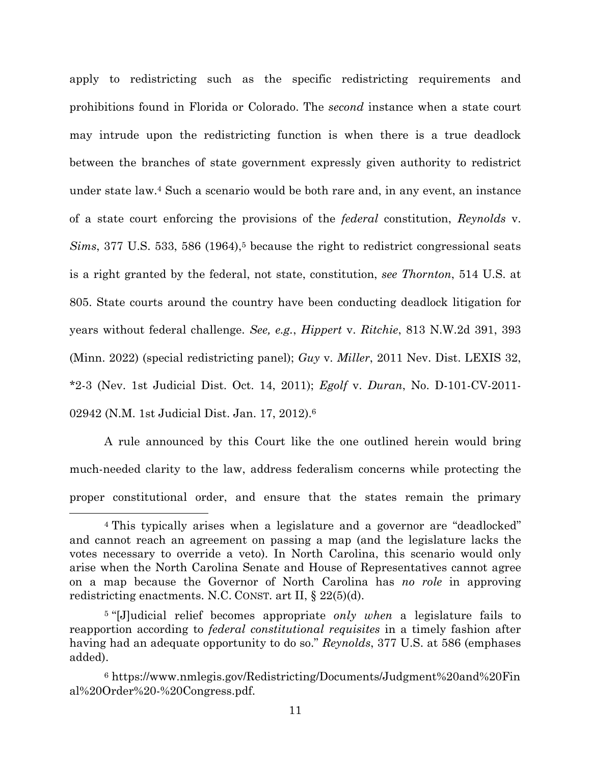apply to redistricting such as the specific redistricting requirements and prohibitions found in Florida or Colorado. The *second* instance when a state court may intrude upon the redistricting function is when there is a true deadlock between the branches of state government expressly given authority to redistrict under state law.[4] Such a scenario would be both rare and, in any event, an instance of a state court enforcing the provisions of the *federal* constitution, *Reynolds* v. *Sims*, 377 U.S. 533, 586 (1964),[5] because the right to redistrict congressional seats is a right granted by the federal, not state, constitution, *see Thornton*, 514 U.S. at 805. State courts around the country have been conducting deadlock litigation for years without federal challenge. *See, e.g.*, *Hippert* v. *Ritchie*, 813 N.W.2d 391, 393 (Minn. 2022) (special redistricting panel); *Guy* v. *Miller*, 2011 Nev. Dist. LEXIS 32, *2-3 (Nev. 1st Judicial Dist. Oct. 14, 2011); *Egolf* v. *Duran*, No. D-101-CV-2011-02942 (N.M. 1st Judicial Dist. Jan. 17, 2012).[6]

A rule announced by this Court like the one outlined herein would bring much-needed clarity to the law, address federalism concerns while protecting the proper constitutional order, and ensure that the states remain the primary

---

[4] This typically arises when a legislature and a governor are "deadlocked" and cannot reach an agreement on passing a map (and the legislature lacks the votes necessary to override a veto). In North Carolina, this scenario would only arise when the North Carolina Senate and House of Representatives cannot agree on a map because the Governor of North Carolina has *no role* in approving redistricting enactments. N.C. CONST. art II, § 22(5)(d).

[5] "[J]udicial relief becomes appropriate *only when* a legislature fails to reapportion according to *federal constitutional requisites* in a timely fashion after having had an adequate opportunity to do so." *Reynolds*, 377 U.S. at 586 (emphases added).

[6] https://www.nmlegis.gov/Redistricting/Documents/Judgment%20and%20Final%20Order%20-%20Congress.pdf.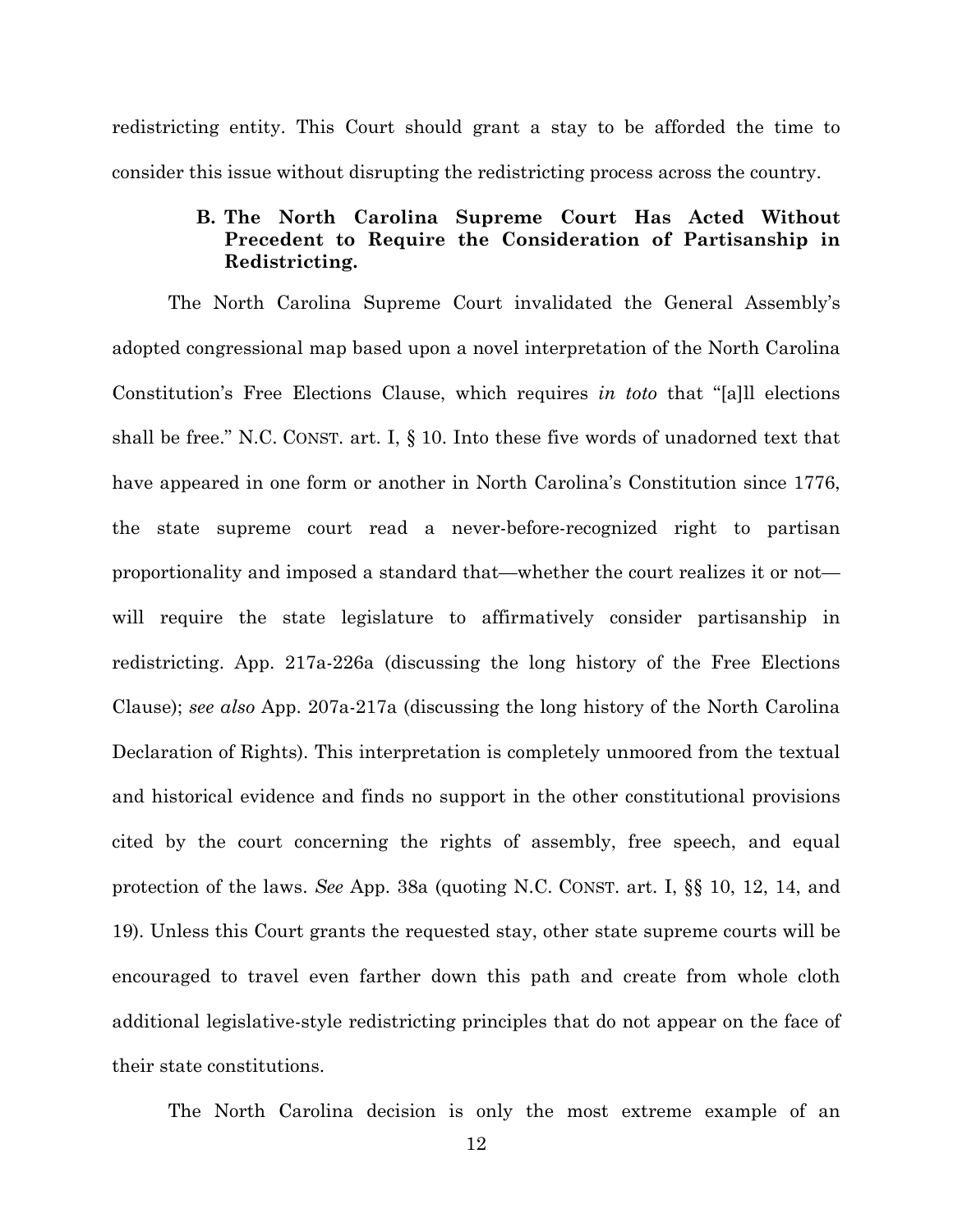redistricting entity. This Court should grant a stay to be afforded the time to consider this issue without disrupting the redistricting process across the country.

### B. The North Carolina Supreme Court Has Acted Without Precedent to Require the Consideration of Partisanship in Redistricting.

The North Carolina Supreme Court invalidated the General Assembly's adopted congressional map based upon a novel interpretation of the North Carolina Constitution's Free Elections Clause, which requires *in toto* that "[a]ll elections shall be free." N.C. CONST. art. I, § 10. Into these five words of unadorned text that have appeared in one form or another in North Carolina's Constitution since 1776, the state supreme court read a never-before-recognized right to partisan proportionality and imposed a standard that—whether the court realizes it or not—will require the state legislature to affirmatively consider partisanship in redistricting. App. 217a-226a (discussing the long history of the Free Elections Clause); *see also* App. 207a-217a (discussing the long history of the North Carolina Declaration of Rights). This interpretation is completely unmoored from the textual and historical evidence and finds no support in the other constitutional provisions cited by the court concerning the rights of assembly, free speech, and equal protection of the laws. *See* App. 38a (quoting N.C. CONST. art. I, §§ 10, 12, 14, and 19). Unless this Court grants the requested stay, other state supreme courts will be encouraged to travel even farther down this path and create from whole cloth additional legislative-style redistricting principles that do not appear on the face of their state constitutions.

The North Carolina decision is only the most extreme example of an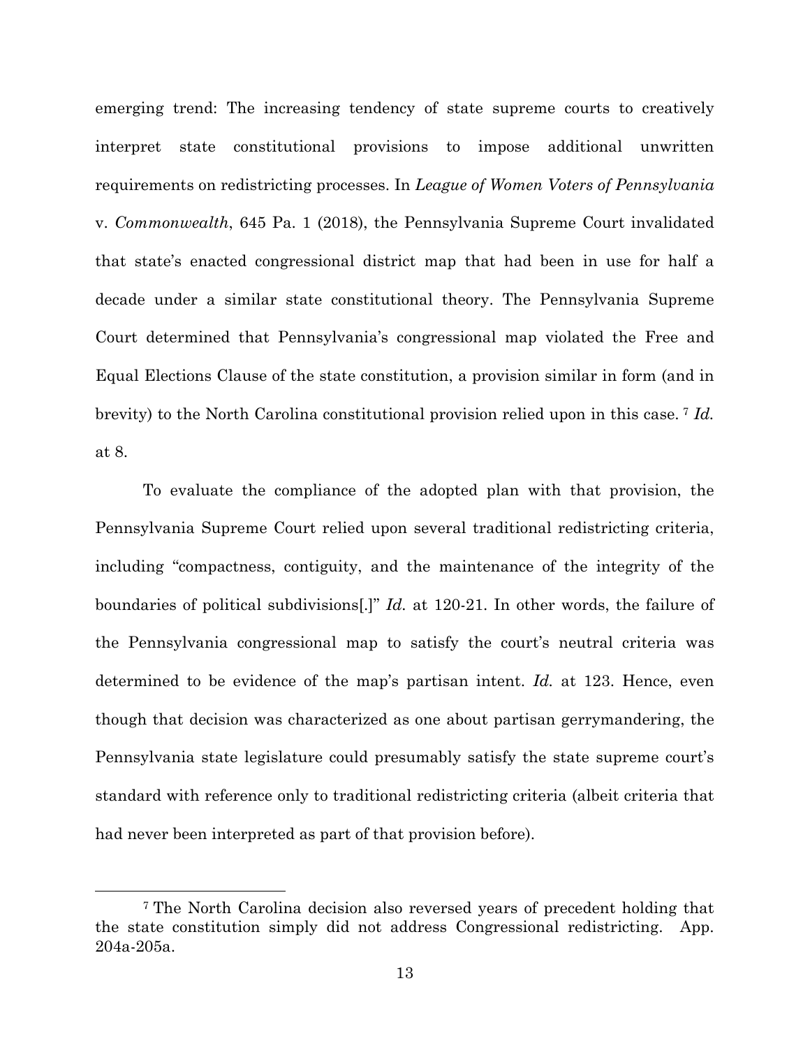emerging trend: The increasing tendency of state supreme courts to creatively interpret state constitutional provisions to impose additional unwritten requirements on redistricting processes. In *League of Women Voters of Pennsylvania* v. *Commonwealth*, 645 Pa. 1 (2018), the Pennsylvania Supreme Court invalidated that state's enacted congressional district map that had been in use for half a decade under a similar state constitutional theory. The Pennsylvania Supreme Court determined that Pennsylvania's congressional map violated the Free and Equal Elections Clause of the state constitution, a provision similar in form (and in brevity) to the North Carolina constitutional provision relied upon in this case.[7] *Id.* at 8.

To evaluate the compliance of the adopted plan with that provision, the Pennsylvania Supreme Court relied upon several traditional redistricting criteria, including "compactness, contiguity, and the maintenance of the integrity of the boundaries of political subdivisions[.]" *Id.* at 120-21. In other words, the failure of the Pennsylvania congressional map to satisfy the court's neutral criteria was determined to be evidence of the map's partisan intent. *Id.* at 123. Hence, even though that decision was characterized as one about partisan gerrymandering, the Pennsylvania state legislature could presumably satisfy the state supreme court's standard with reference only to traditional redistricting criteria (albeit criteria that had never been interpreted as part of that provision before).

---

[7] The North Carolina decision also reversed years of precedent holding that the state constitution simply did not address Congressional redistricting. App. 204a-205a.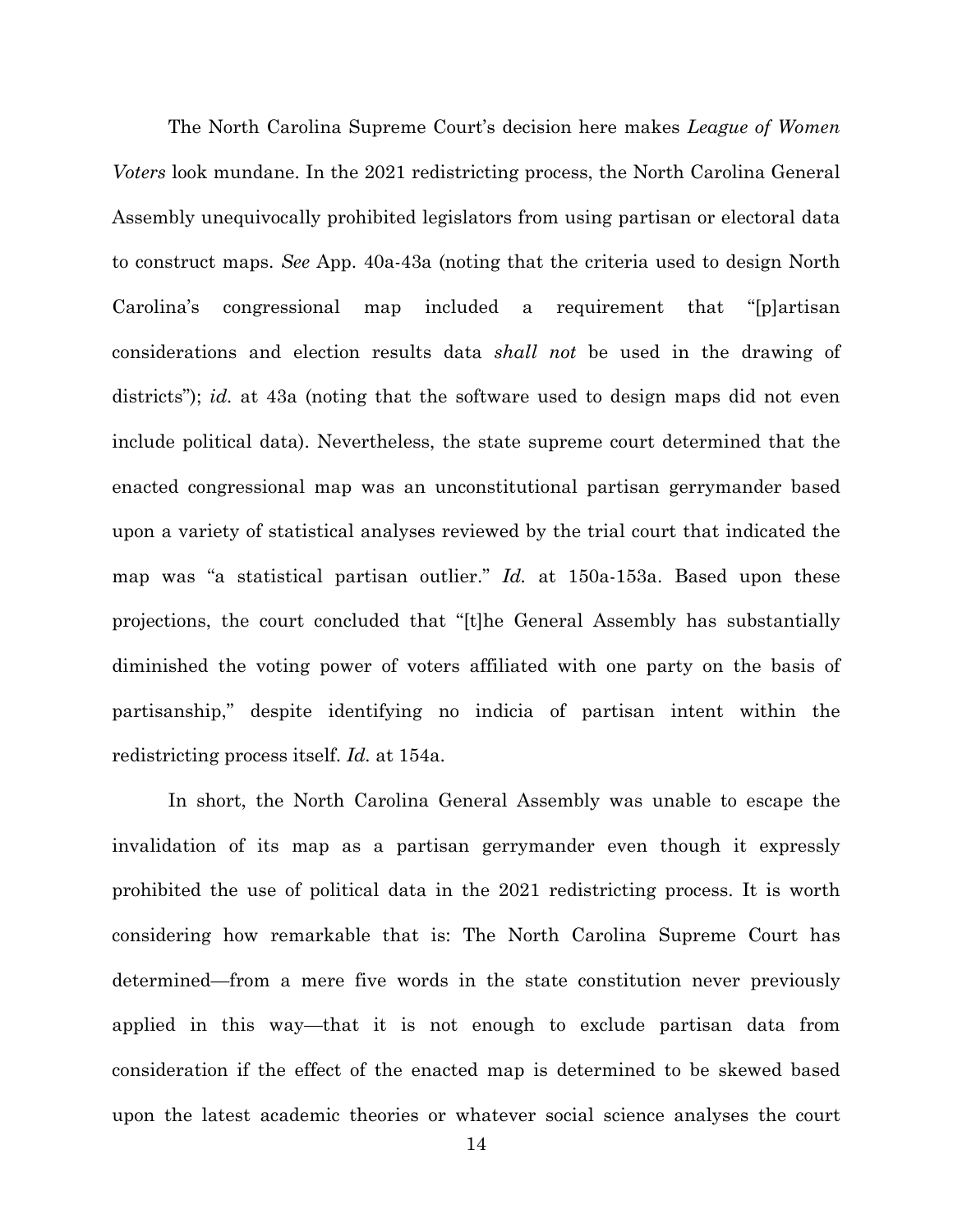The North Carolina Supreme Court's decision here makes *League of Women Voters* look mundane. In the 2021 redistricting process, the North Carolina General Assembly unequivocally prohibited legislators from using partisan or electoral data to construct maps. *See* App. 40a-43a (noting that the criteria used to design North Carolina's congressional map included a requirement that "[p]artisan considerations and election results data *shall not* be used in the drawing of districts"); *id.* at 43a (noting that the software used to design maps did not even include political data). Nevertheless, the state supreme court determined that the enacted congressional map was an unconstitutional partisan gerrymander based upon a variety of statistical analyses reviewed by the trial court that indicated the map was "a statistical partisan outlier." *Id.* at 150a-153a. Based upon these projections, the court concluded that "[t]he General Assembly has substantially diminished the voting power of voters affiliated with one party on the basis of partisanship," despite identifying no indicia of partisan intent within the redistricting process itself. *Id.* at 154a.

In short, the North Carolina General Assembly was unable to escape the invalidation of its map as a partisan gerrymander even though it expressly prohibited the use of political data in the 2021 redistricting process. It is worth considering how remarkable that is: The North Carolina Supreme Court has determined—from a mere five words in the state constitution never previously applied in this way—that it is not enough to exclude partisan data from consideration if the effect of the enacted map is determined to be skewed based upon the latest academic theories or whatever social science analyses the court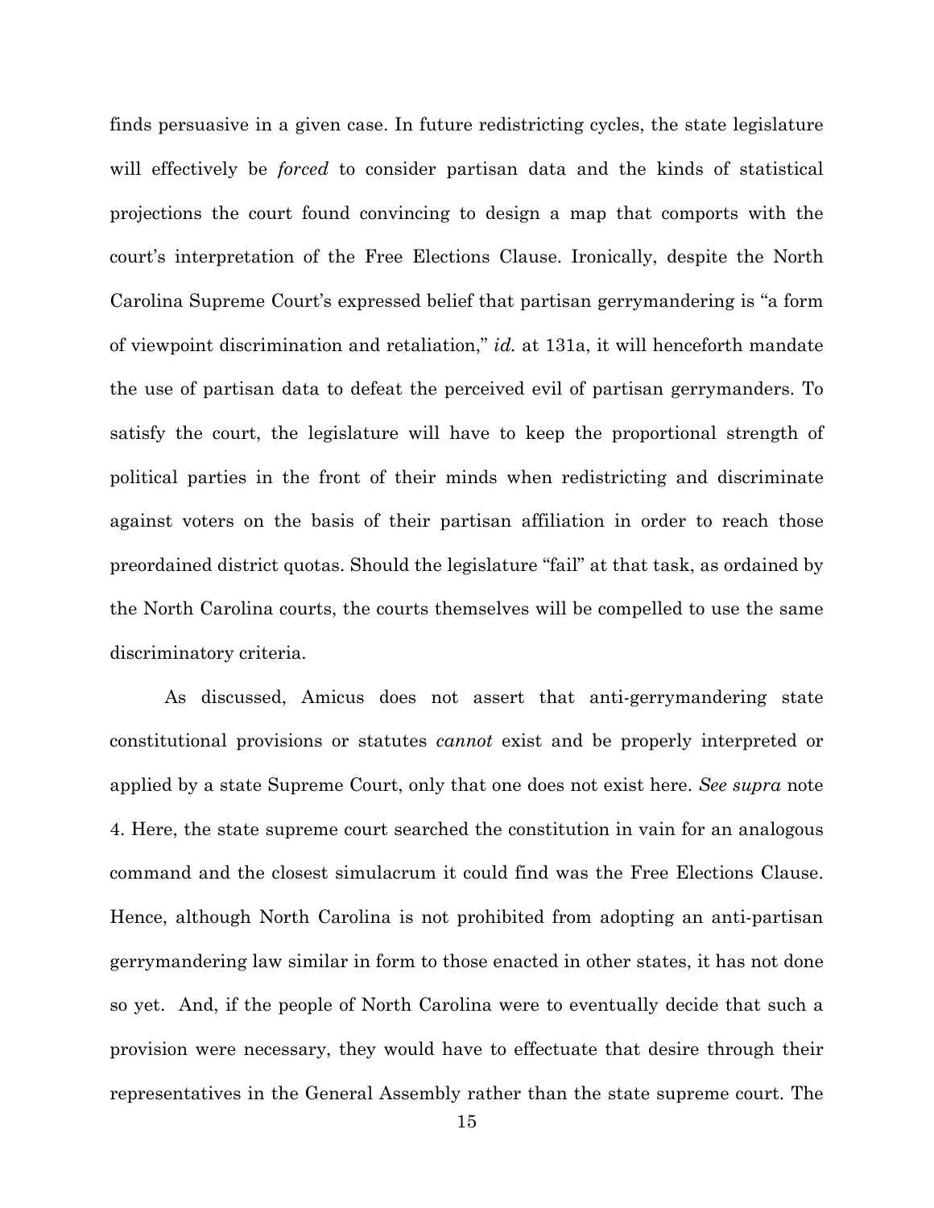finds persuasive in a given case. In future redistricting cycles, the state legislature will effectively be *forced* to consider partisan data and the kinds of statistical projections the court found convincing to design a map that comports with the court's interpretation of the Free Elections Clause. Ironically, despite the North Carolina Supreme Court's expressed belief that partisan gerrymandering is "a form of viewpoint discrimination and retaliation," *id.* at 131a, it will henceforth mandate the use of partisan data to defeat the perceived evil of partisan gerrymanders. To satisfy the court, the legislature will have to keep the proportional strength of political parties in the front of their minds when redistricting and discriminate against voters on the basis of their partisan affiliation in order to reach those preordained district quotas. Should the legislature "fail" at that task, as ordained by the North Carolina courts, the courts themselves will be compelled to use the same discriminatory criteria.

As discussed, Amicus does not assert that anti-gerrymandering state constitutional provisions or statutes *cannot* exist and be properly interpreted or applied by a state Supreme Court, only that one does not exist here. *See supra* note 4. Here, the state supreme court searched the constitution in vain for an analogous command and the closest simulacrum it could find was the Free Elections Clause. Hence, although North Carolina is not prohibited from adopting an anti-partisan gerrymandering law similar in form to those enacted in other states, it has not done so yet. And, if the people of North Carolina were to eventually decide that such a provision were necessary, they would have to effectuate that desire through their representatives in the General Assembly rather than the state supreme court. The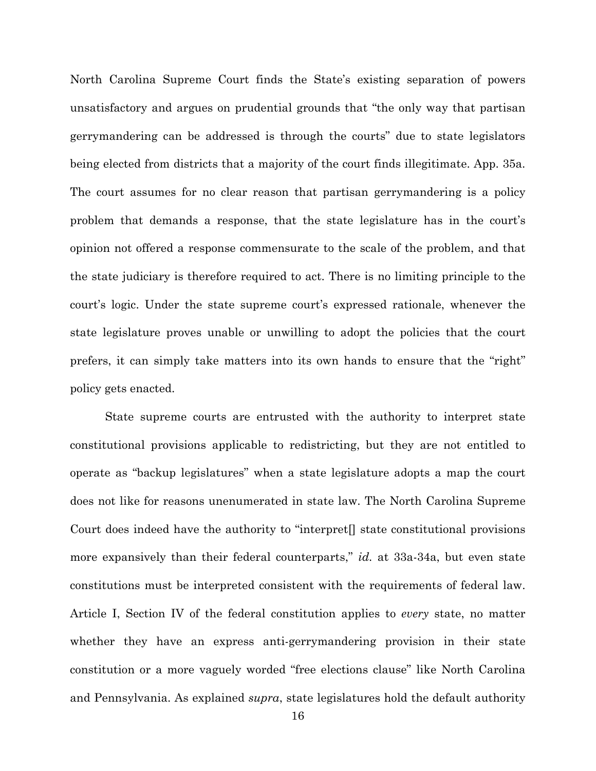North Carolina Supreme Court finds the State's existing separation of powers unsatisfactory and argues on prudential grounds that "the only way that partisan gerrymandering can be addressed is through the courts" due to state legislators being elected from districts that a majority of the court finds illegitimate. App. 35a. The court assumes for no clear reason that partisan gerrymandering is a policy problem that demands a response, that the state legislature has in the court's opinion not offered a response commensurate to the scale of the problem, and that the state judiciary is therefore required to act. There is no limiting principle to the court's logic. Under the state supreme court's expressed rationale, whenever the state legislature proves unable or unwilling to adopt the policies that the court prefers, it can simply take matters into its own hands to ensure that the "right" policy gets enacted.

State supreme courts are entrusted with the authority to interpret state constitutional provisions applicable to redistricting, but they are not entitled to operate as "backup legislatures" when a state legislature adopts a map the court does not like for reasons unenumerated in state law. The North Carolina Supreme Court does indeed have the authority to "interpret[] state constitutional provisions more expansively than their federal counterparts," *id.* at 33a-34a, but even state constitutions must be interpreted consistent with the requirements of federal law. Article I, Section IV of the federal constitution applies to *every* state, no matter whether they have an express anti-gerrymandering provision in their state constitution or a more vaguely worded "free elections clause" like North Carolina and Pennsylvania. As explained *supra*, state legislatures hold the default authority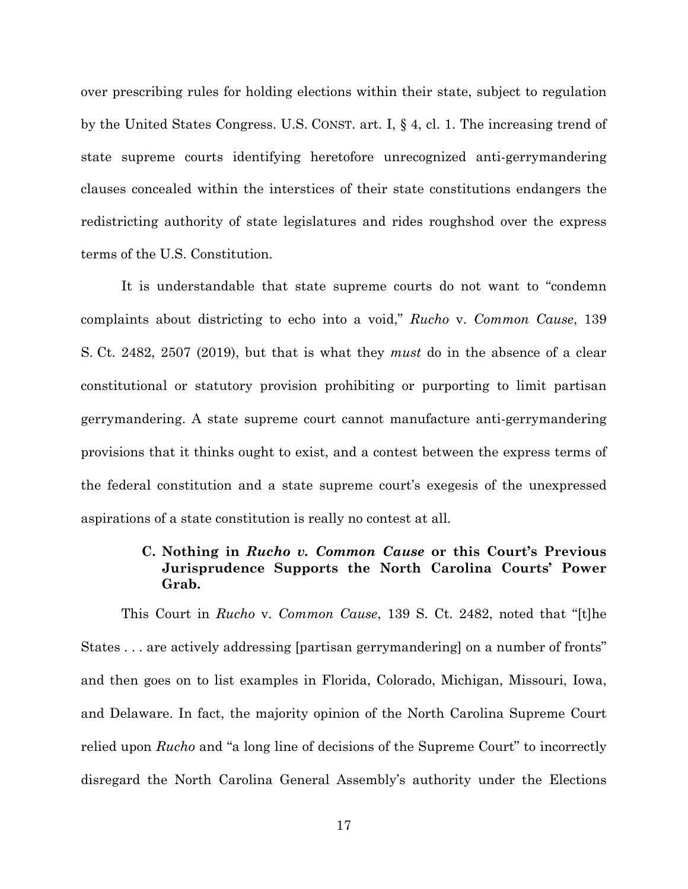over prescribing rules for holding elections within their state, subject to regulation by the United States Congress. U.S. CONST. art. I, § 4, cl. 1. The increasing trend of state supreme courts identifying heretofore unrecognized anti-gerrymandering clauses concealed within the interstices of their state constitutions endangers the redistricting authority of state legislatures and rides roughshod over the express terms of the U.S. Constitution.

It is understandable that state supreme courts do not want to "condemn complaints about districting to echo into a void," *Rucho* v. *Common Cause*, 139 S. Ct. 2482, 2507 (2019), but that is what they *must* do in the absence of a clear constitutional or statutory provision prohibiting or purporting to limit partisan gerrymandering. A state supreme court cannot manufacture anti-gerrymandering provisions that it thinks ought to exist, and a contest between the express terms of the federal constitution and a state supreme court's exegesis of the unexpressed aspirations of a state constitution is really no contest at all.

### C. Nothing in *Rucho v. Common Cause* or this Court's Previous Jurisprudence Supports the North Carolina Courts' Power Grab.

This Court in *Rucho* v. *Common Cause*, 139 S. Ct. 2482, noted that "[t]he States . . . are actively addressing [partisan gerrymandering] on a number of fronts" and then goes on to list examples in Florida, Colorado, Michigan, Missouri, Iowa, and Delaware. In fact, the majority opinion of the North Carolina Supreme Court relied upon *Rucho* and "a long line of decisions of the Supreme Court" to incorrectly disregard the North Carolina General Assembly's authority under the Elections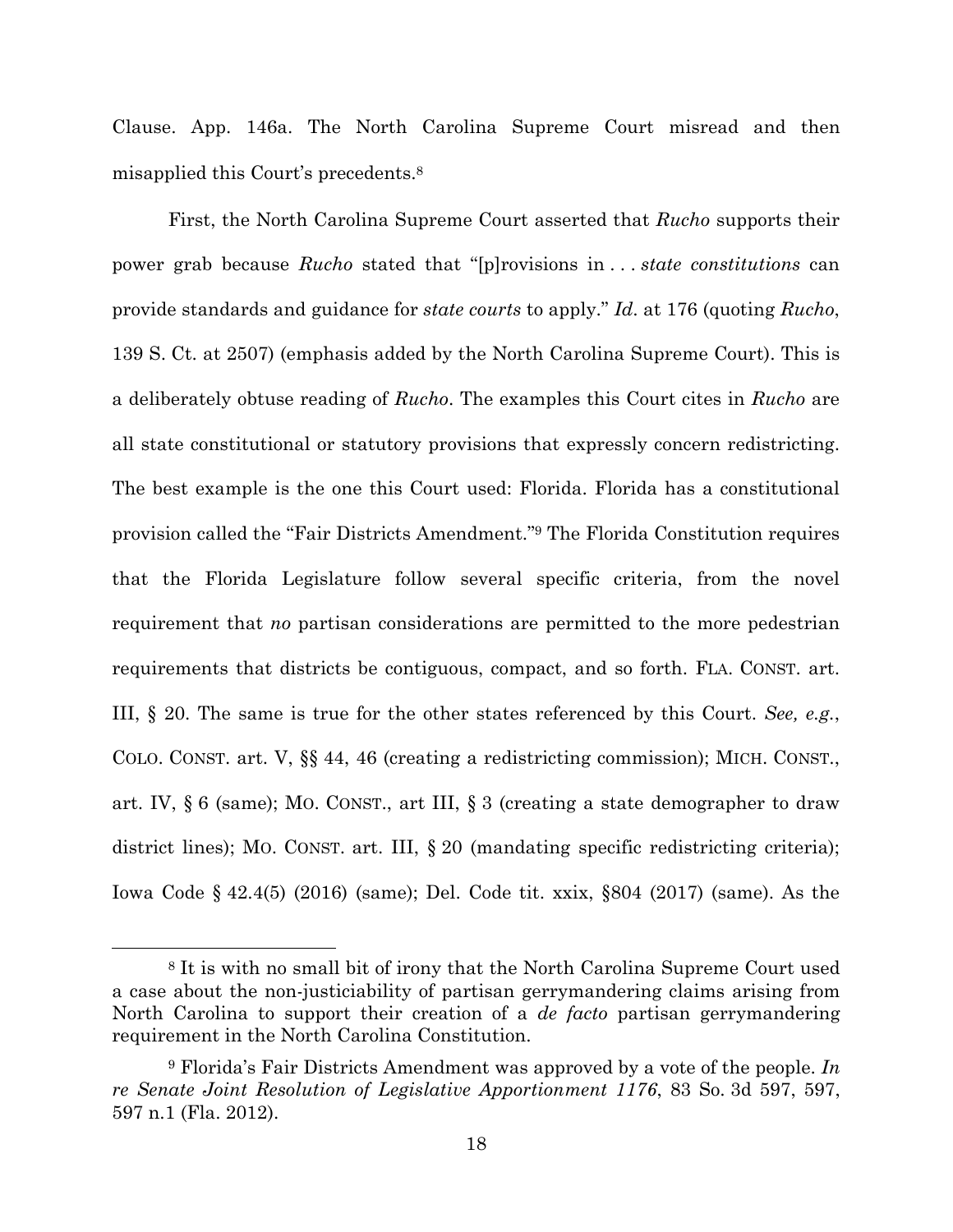Clause. App. 146a. The North Carolina Supreme Court misread and then misapplied this Court's precedents.[8]

First, the North Carolina Supreme Court asserted that *Rucho* supports their power grab because *Rucho* stated that "[p]rovisions in . . . *state constitutions* can provide standards and guidance for *state courts* to apply." *Id*. at 176 (quoting *Rucho*, 139 S. Ct. at 2507) (emphasis added by the North Carolina Supreme Court). This is a deliberately obtuse reading of *Rucho*. The examples this Court cites in *Rucho* are all state constitutional or statutory provisions that expressly concern redistricting. The best example is the one this Court used: Florida. Florida has a constitutional provision called the "Fair Districts Amendment."[9] The Florida Constitution requires that the Florida Legislature follow several specific criteria, from the novel requirement that *no* partisan considerations are permitted to the more pedestrian requirements that districts be contiguous, compact, and so forth. FLA. CONST. art. III, § 20. The same is true for the other states referenced by this Court. *See, e.g.*, COLO. CONST. art. V, §§ 44, 46 (creating a redistricting commission); MICH. CONST., art. IV, § 6 (same); MO. CONST., art III, § 3 (creating a state demographer to draw district lines); MO. CONST. art. III, § 20 (mandating specific redistricting criteria); Iowa Code § 42.4(5) (2016) (same); Del. Code tit. xxix, §804 (2017) (same). As the

---

[8] It is with no small bit of irony that the North Carolina Supreme Court used a case about the non-justiciability of partisan gerrymandering claims arising from North Carolina to support their creation of a *de facto* partisan gerrymandering requirement in the North Carolina Constitution.

[9] Florida's Fair Districts Amendment was approved by a vote of the people. *In re Senate Joint Resolution of Legislative Apportionment 1176*, 83 So. 3d 597, 597, 597 n.1 (Fla. 2012).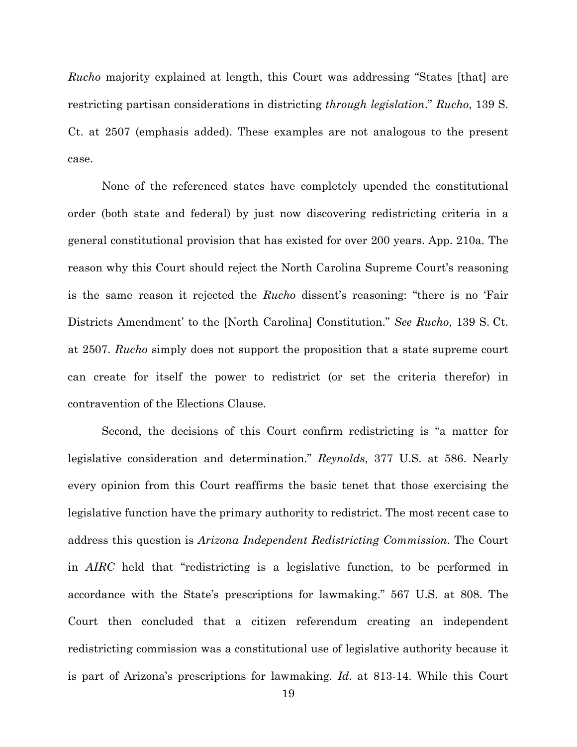*Rucho* majority explained at length, this Court was addressing "States [that] are restricting partisan considerations in districting *through legislation*." *Rucho*, 139 S. Ct. at 2507 (emphasis added). These examples are not analogous to the present case.

None of the referenced states have completely upended the constitutional order (both state and federal) by just now discovering redistricting criteria in a general constitutional provision that has existed for over 200 years. App. 210a. The reason why this Court should reject the North Carolina Supreme Court's reasoning is the same reason it rejected the *Rucho* dissent's reasoning: "there is no 'Fair Districts Amendment' to the [North Carolina] Constitution." *See Rucho*, 139 S. Ct. at 2507. *Rucho* simply does not support the proposition that a state supreme court can create for itself the power to redistrict (or set the criteria therefor) in contravention of the Elections Clause.

Second, the decisions of this Court confirm redistricting is "a matter for legislative consideration and determination." *Reynolds*, 377 U.S. at 586. Nearly every opinion from this Court reaffirms the basic tenet that those exercising the legislative function have the primary authority to redistrict. The most recent case to address this question is *Arizona Independent Redistricting Commission*. The Court in *AIRC* held that "redistricting is a legislative function, to be performed in accordance with the State's prescriptions for lawmaking." 567 U.S. at 808. The Court then concluded that a citizen referendum creating an independent redistricting commission was a constitutional use of legislative authority because it is part of Arizona's prescriptions for lawmaking. *Id*. at 813-14. While this Court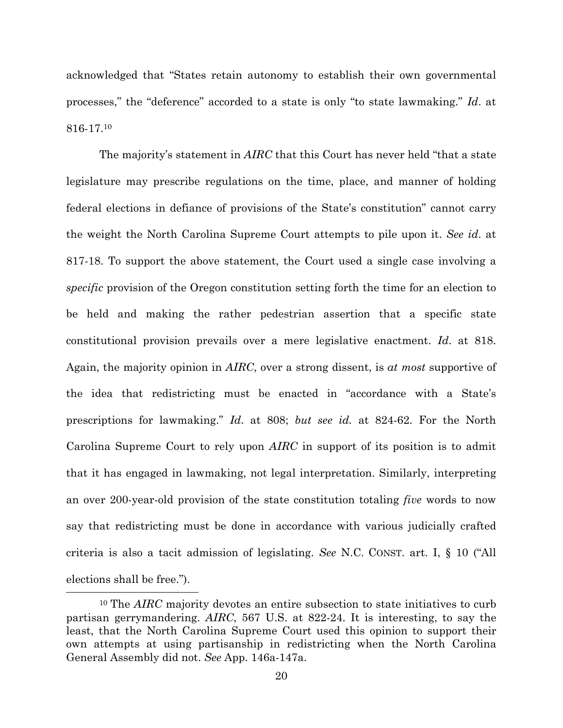acknowledged that "States retain autonomy to establish their own governmental processes," the "deference" accorded to a state is only "to state lawmaking." *Id*. at 816-17.[10]

The majority's statement in *AIRC* that this Court has never held "that a state legislature may prescribe regulations on the time, place, and manner of holding federal elections in defiance of provisions of the State's constitution" cannot carry the weight the North Carolina Supreme Court attempts to pile upon it. *See id*. at 817-18. To support the above statement, the Court used a single case involving a *specific* provision of the Oregon constitution setting forth the time for an election to be held and making the rather pedestrian assertion that a specific state constitutional provision prevails over a mere legislative enactment. *Id*. at 818. Again, the majority opinion in *AIRC*, over a strong dissent, is *at most* supportive of the idea that redistricting must be enacted in "accordance with a State's prescriptions for lawmaking." *Id*. at 808; *but see id.* at 824-62. For the North Carolina Supreme Court to rely upon *AIRC* in support of its position is to admit that it has engaged in lawmaking, not legal interpretation. Similarly, interpreting an over 200-year-old provision of the state constitution totaling *five* words to now say that redistricting must be done in accordance with various judicially crafted criteria is also a tacit admission of legislating. *See* N.C. CONST. art. I, § 10 ("All elections shall be free.").

---

[10] The *AIRC* majority devotes an entire subsection to state initiatives to curb partisan gerrymandering. *AIRC*, 567 U.S. at 822-24. It is interesting, to say the least, that the North Carolina Supreme Court used this opinion to support their own attempts at using partisanship in redistricting when the North Carolina General Assembly did not. *See* App. 146a-147a.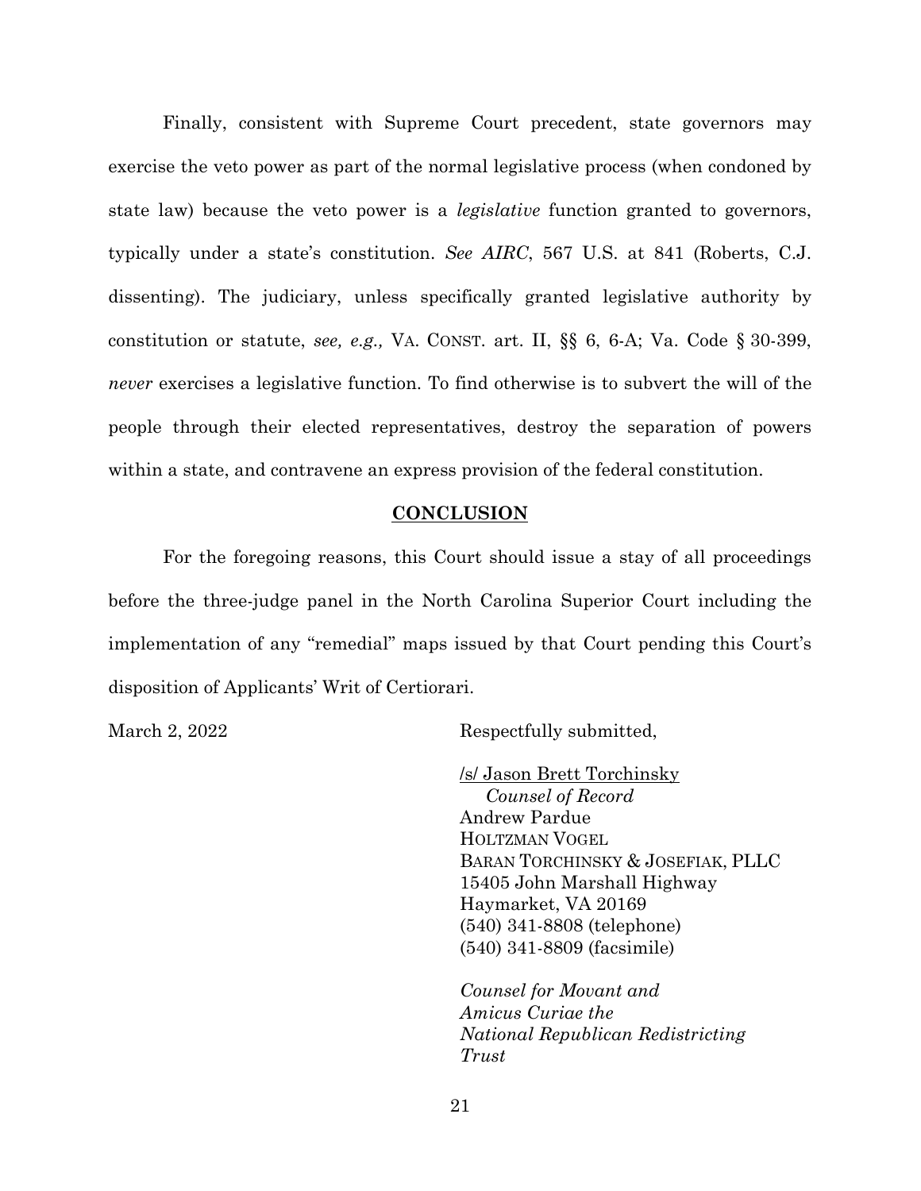Finally, consistent with Supreme Court precedent, state governors may exercise the veto power as part of the normal legislative process (when condoned by state law) because the veto power is a *legislative* function granted to governors, typically under a state's constitution. *See AIRC*, 567 U.S. at 841 (Roberts, C.J. dissenting). The judiciary, unless specifically granted legislative authority by constitution or statute, *see, e.g.,* VA. CONST. art. II, §§ 6, 6-A; Va. Code § 30-399, *never* exercises a legislative function. To find otherwise is to subvert the will of the people through their elected representatives, destroy the separation of powers within a state, and contravene an express provision of the federal constitution.

## CONCLUSION

For the foregoing reasons, this Court should issue a stay of all proceedings before the three-judge panel in the North Carolina Superior Court including the implementation of any "remedial" maps issued by that Court pending this Court's disposition of Applicants' Writ of Certiorari.

March 2, 2022

Respectfully submitted,

/s/ Jason Brett Torchinsky
*Counsel of Record*
Andrew Pardue
HOLTZMAN VOGEL
BARAN TORCHINSKY & JOSEFIAK, PLLC
15405 John Marshall Highway
Haymarket, VA 20169
(540) 341-8808 (telephone)
(540) 341-8809 (facsimile)

*Counsel for Movant and Amicus Curiae the National Republican Redistricting Trust*